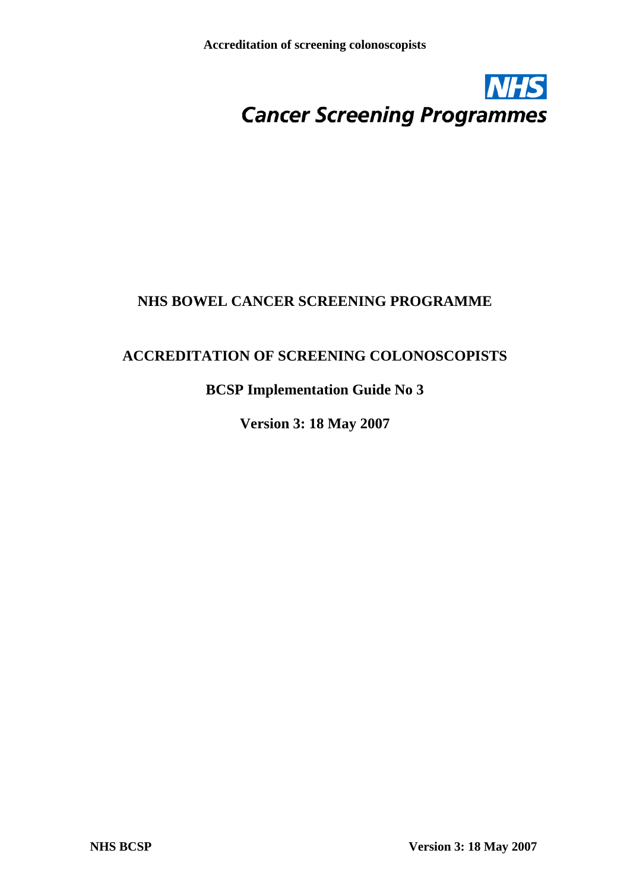NHS Cancer Screening Programmes

# NHS BOWEL CANCER SCREENING PROGRAMME

## ACCREDITATION OF SCREENING COLONOSCOPISTS

### BCSP Implementation Guide No 3

**Version 3: 18 May 2007**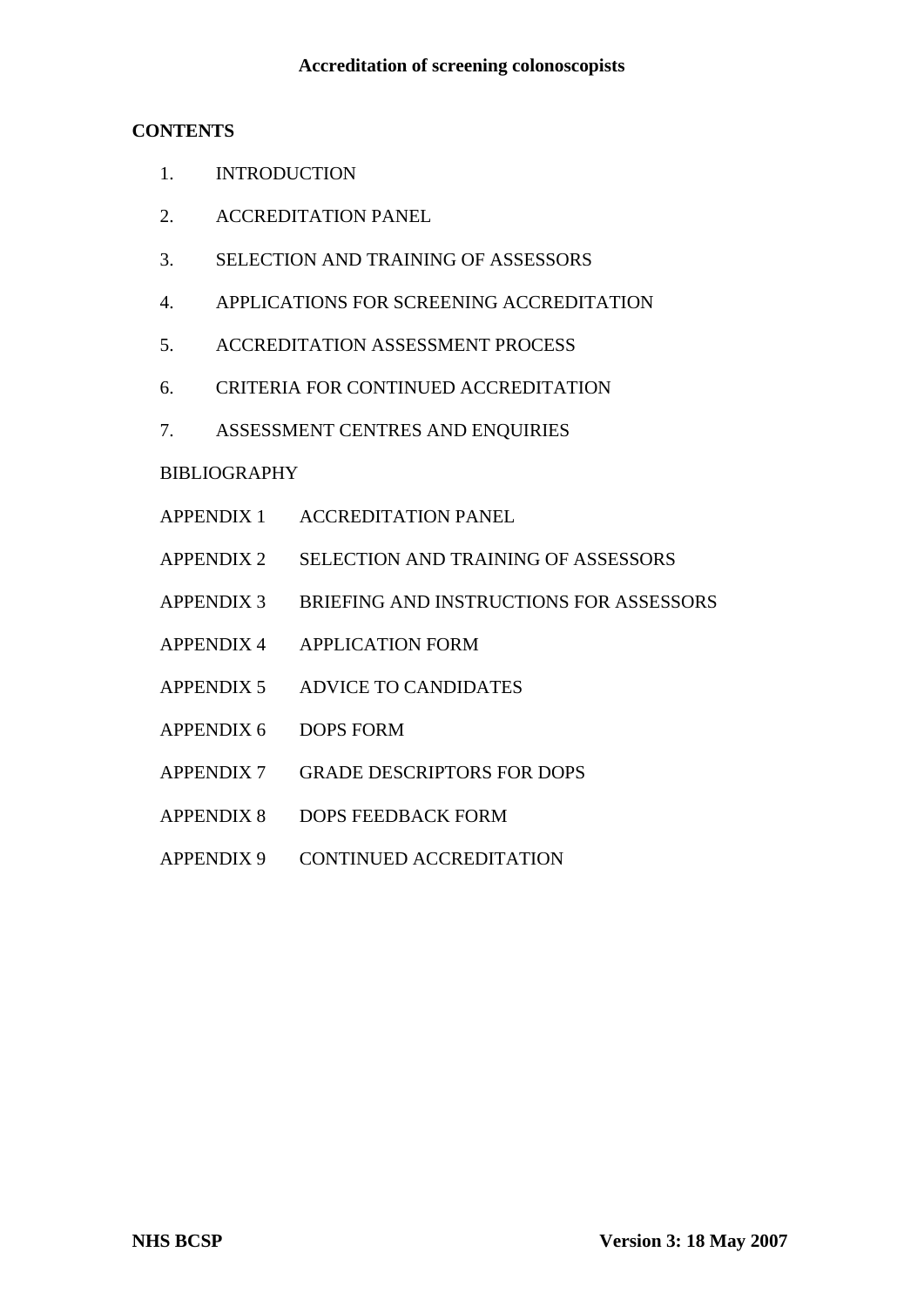**CONTENTS**

1. INTRODUCTION
2. ACCREDITATION PANEL
3. SELECTION AND TRAINING OF ASSESSORS
4. APPLICATIONS FOR SCREENING ACCREDITATION
5. ACCREDITATION ASSESSMENT PROCESS
6. CRITERIA FOR CONTINUED ACCREDITATION
7. ASSESSMENT CENTRES AND ENQUIRIES

BIBLIOGRAPHY

APPENDIX 1 ACCREDITATION PANEL

APPENDIX 2 SELECTION AND TRAINING OF ASSESSORS

APPENDIX 3 BRIEFING AND INSTRUCTIONS FOR ASSESSORS

APPENDIX 4 APPLICATION FORM

APPENDIX 5 ADVICE TO CANDIDATES

APPENDIX 6 DOPS FORM

APPENDIX 7 GRADE DESCRIPTORS FOR DOPS

APPENDIX 8 DOPS FEEDBACK FORM

APPENDIX 9 CONTINUED ACCREDITATION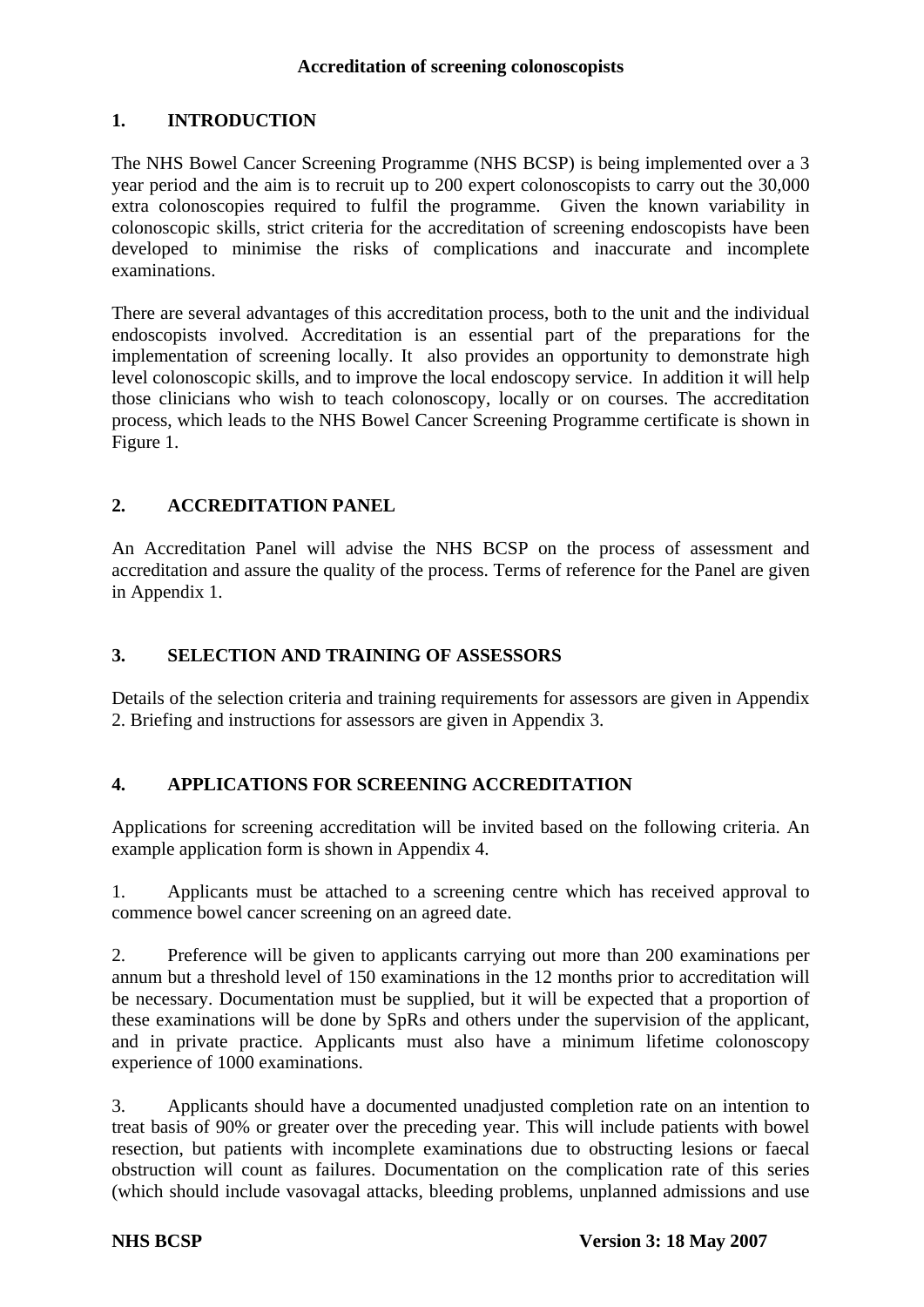**Accreditation of screening colonoscopists**

## 1. INTRODUCTION

The NHS Bowel Cancer Screening Programme (NHS BCSP) is being implemented over a 3 year period and the aim is to recruit up to 200 expert colonoscopists to carry out the 30,000 extra colonoscopies required to fulfil the programme. Given the known variability in colonoscopic skills, strict criteria for the accreditation of screening endoscopists have been developed to minimise the risks of complications and inaccurate and incomplete examinations.

There are several advantages of this accreditation process, both to the unit and the individual endoscopists involved. Accreditation is an essential part of the preparations for the implementation of screening locally. It also provides an opportunity to demonstrate high level colonoscopic skills, and to improve the local endoscopy service. In addition it will help those clinicians who wish to teach colonoscopy, locally or on courses. The accreditation process, which leads to the NHS Bowel Cancer Screening Programme certificate is shown in Figure 1.

## 2. ACCREDITATION PANEL

An Accreditation Panel will advise the NHS BCSP on the process of assessment and accreditation and assure the quality of the process. Terms of reference for the Panel are given in Appendix 1.

## 3. SELECTION AND TRAINING OF ASSESSORS

Details of the selection criteria and training requirements for assessors are given in Appendix 2. Briefing and instructions for assessors are given in Appendix 3.

## 4. APPLICATIONS FOR SCREENING ACCREDITATION

Applications for screening accreditation will be invited based on the following criteria. An example application form is shown in Appendix 4.

1. Applicants must be attached to a screening centre which has received approval to commence bowel cancer screening on an agreed date.

2. Preference will be given to applicants carrying out more than 200 examinations per annum but a threshold level of 150 examinations in the 12 months prior to accreditation will be necessary. Documentation must be supplied, but it will be expected that a proportion of these examinations will be done by SpRs and others under the supervision of the applicant, and in private practice. Applicants must also have a minimum lifetime colonoscopy experience of 1000 examinations.

3. Applicants should have a documented unadjusted completion rate on an intention to treat basis of 90% or greater over the preceding year. This will include patients with bowel resection, but patients with incomplete examinations due to obstructing lesions or faecal obstruction will count as failures. Documentation on the complication rate of this series (which should include vasovagal attacks, bleeding problems, unplanned admissions and use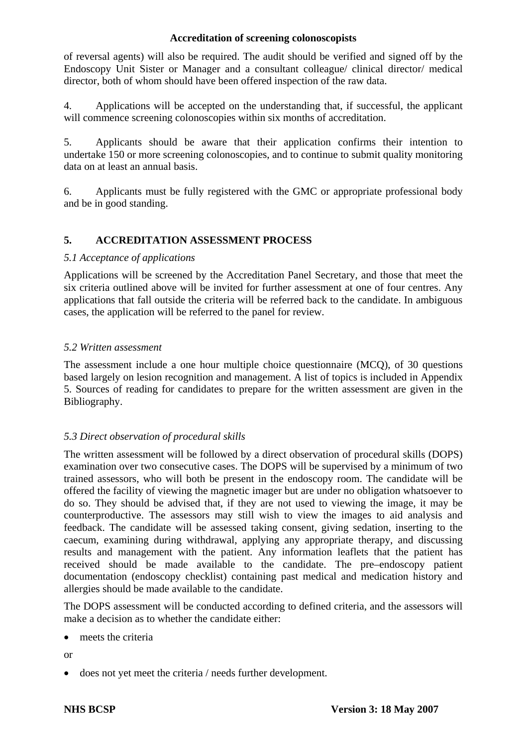of reversal agents) will also be required. The audit should be verified and signed off by the Endoscopy Unit Sister or Manager and a consultant colleague/ clinical director/ medical director, both of whom should have been offered inspection of the raw data.

4. Applications will be accepted on the understanding that, if successful, the applicant will commence screening colonoscopies within six months of accreditation.

5. Applicants should be aware that their application confirms their intention to undertake 150 or more screening colonoscopies, and to continue to submit quality monitoring data on at least an annual basis.

6. Applicants must be fully registered with the GMC or appropriate professional body and be in good standing.

## 5. ACCREDITATION ASSESSMENT PROCESS

### *5.1 Acceptance of applications*

Applications will be screened by the Accreditation Panel Secretary, and those that meet the six criteria outlined above will be invited for further assessment at one of four centres. Any applications that fall outside the criteria will be referred back to the candidate. In ambiguous cases, the application will be referred to the panel for review.

### *5.2 Written assessment*

The assessment include a one hour multiple choice questionnaire (MCQ), of 30 questions based largely on lesion recognition and management. A list of topics is included in Appendix 5. Sources of reading for candidates to prepare for the written assessment are given in the Bibliography.

### *5.3 Direct observation of procedural skills*

The written assessment will be followed by a direct observation of procedural skills (DOPS) examination over two consecutive cases. The DOPS will be supervised by a minimum of two trained assessors, who will both be present in the endoscopy room. The candidate will be offered the facility of viewing the magnetic imager but are under no obligation whatsoever to do so. They should be advised that, if they are not used to viewing the image, it may be counterproductive. The assessors may still wish to view the images to aid analysis and feedback. The candidate will be assessed taking consent, giving sedation, inserting to the caecum, examining during withdrawal, applying any appropriate therapy, and discussing results and management with the patient. Any information leaflets that the patient has received should be made available to the candidate. The pre–endoscopy patient documentation (endoscopy checklist) containing past medical and medication history and allergies should be made available to the candidate.

The DOPS assessment will be conducted according to defined criteria, and the assessors will make a decision as to whether the candidate either:

- meets the criteria

or

- does not yet meet the criteria / needs further development.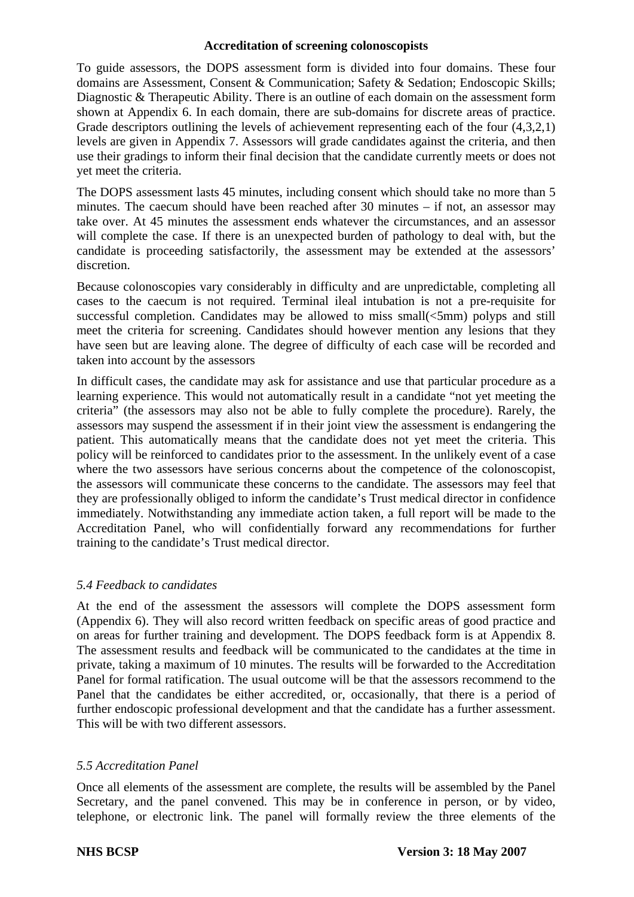To guide assessors, the DOPS assessment form is divided into four domains. These four domains are Assessment, Consent & Communication; Safety & Sedation; Endoscopic Skills; Diagnostic & Therapeutic Ability. There is an outline of each domain on the assessment form shown at Appendix 6. In each domain, there are sub-domains for discrete areas of practice. Grade descriptors outlining the levels of achievement representing each of the four (4,3,2,1) levels are given in Appendix 7. Assessors will grade candidates against the criteria, and then use their gradings to inform their final decision that the candidate currently meets or does not yet meet the criteria.

The DOPS assessment lasts 45 minutes, including consent which should take no more than 5 minutes. The caecum should have been reached after 30 minutes – if not, an assessor may take over. At 45 minutes the assessment ends whatever the circumstances, and an assessor will complete the case. If there is an unexpected burden of pathology to deal with, but the candidate is proceeding satisfactorily, the assessment may be extended at the assessors' discretion.

Because colonoscopies vary considerably in difficulty and are unpredictable, completing all cases to the caecum is not required. Terminal ileal intubation is not a pre-requisite for successful completion. Candidates may be allowed to miss small(<5mm) polyps and still meet the criteria for screening. Candidates should however mention any lesions that they have seen but are leaving alone. The degree of difficulty of each case will be recorded and taken into account by the assessors

In difficult cases, the candidate may ask for assistance and use that particular procedure as a learning experience. This would not automatically result in a candidate "not yet meeting the criteria" (the assessors may also not be able to fully complete the procedure). Rarely, the assessors may suspend the assessment if in their joint view the assessment is endangering the patient. This automatically means that the candidate does not yet meet the criteria. This policy will be reinforced to candidates prior to the assessment. In the unlikely event of a case where the two assessors have serious concerns about the competence of the colonoscopist, the assessors will communicate these concerns to the candidate. The assessors may feel that they are professionally obliged to inform the candidate's Trust medical director in confidence immediately. Notwithstanding any immediate action taken, a full report will be made to the Accreditation Panel, who will confidentially forward any recommendations for further training to the candidate's Trust medical director.

### *5.4 Feedback to candidates*

At the end of the assessment the assessors will complete the DOPS assessment form (Appendix 6). They will also record written feedback on specific areas of good practice and on areas for further training and development. The DOPS feedback form is at Appendix 8. The assessment results and feedback will be communicated to the candidates at the time in private, taking a maximum of 10 minutes. The results will be forwarded to the Accreditation Panel for formal ratification. The usual outcome will be that the assessors recommend to the Panel that the candidates be either accredited, or, occasionally, that there is a period of further endoscopic professional development and that the candidate has a further assessment. This will be with two different assessors.

### *5.5 Accreditation Panel*

Once all elements of the assessment are complete, the results will be assembled by the Panel Secretary, and the panel convened. This may be in conference in person, or by video, telephone, or electronic link. The panel will formally review the three elements of the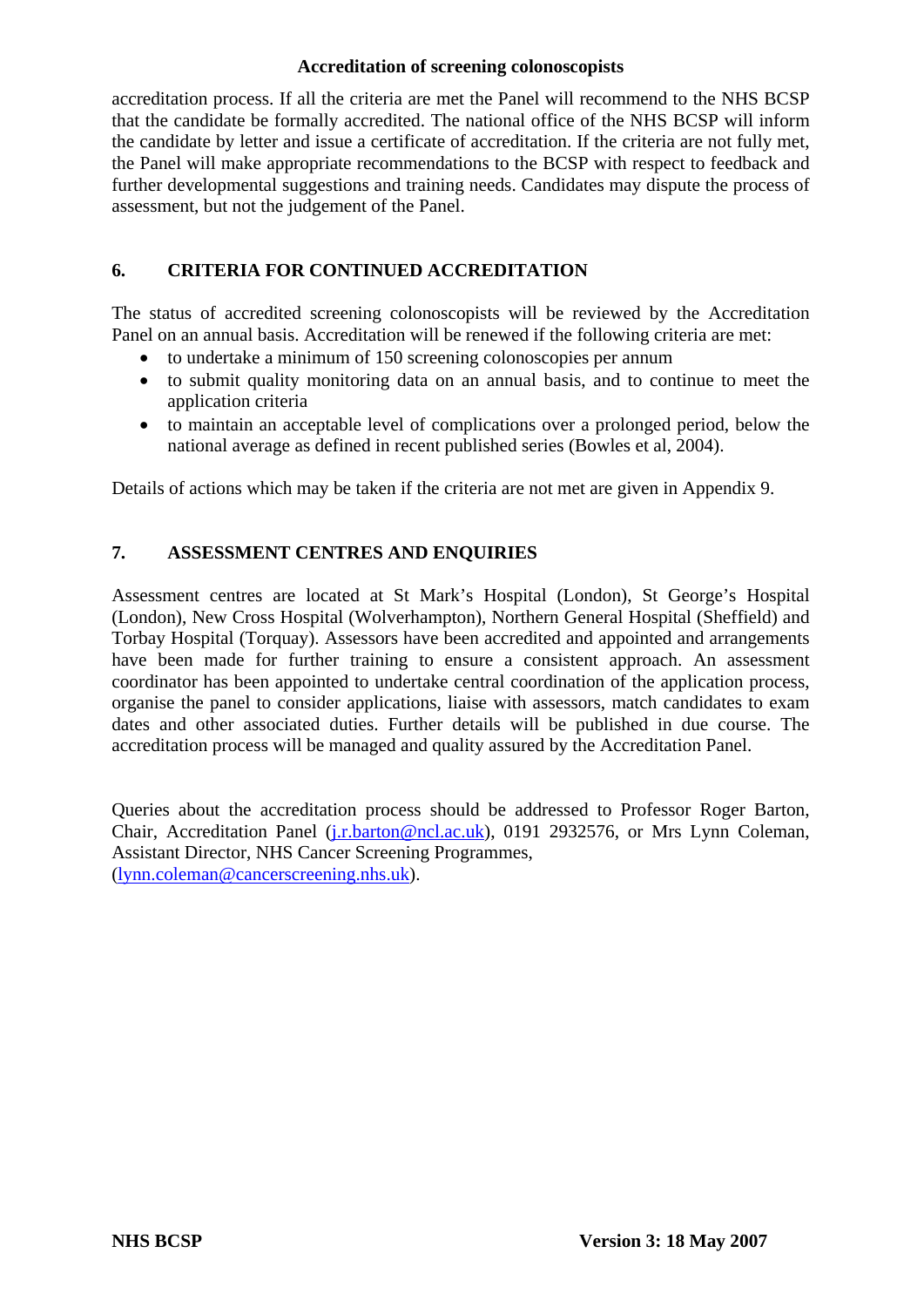accreditation process. If all the criteria are met the Panel will recommend to the NHS BCSP that the candidate be formally accredited. The national office of the NHS BCSP will inform the candidate by letter and issue a certificate of accreditation. If the criteria are not fully met, the Panel will make appropriate recommendations to the BCSP with respect to feedback and further developmental suggestions and training needs. Candidates may dispute the process of assessment, but not the judgement of the Panel.

## 6. CRITERIA FOR CONTINUED ACCREDITATION

The status of accredited screening colonoscopists will be reviewed by the Accreditation Panel on an annual basis. Accreditation will be renewed if the following criteria are met:

- to undertake a minimum of 150 screening colonoscopies per annum
- to submit quality monitoring data on an annual basis, and to continue to meet the application criteria
- to maintain an acceptable level of complications over a prolonged period, below the national average as defined in recent published series (Bowles et al, 2004).

Details of actions which may be taken if the criteria are not met are given in Appendix 9.

## 7. ASSESSMENT CENTRES AND ENQUIRIES

Assessment centres are located at St Mark's Hospital (London), St George's Hospital (London), New Cross Hospital (Wolverhampton), Northern General Hospital (Sheffield) and Torbay Hospital (Torquay). Assessors have been accredited and appointed and arrangements have been made for further training to ensure a consistent approach. An assessment coordinator has been appointed to undertake central coordination of the application process, organise the panel to consider applications, liaise with assessors, match candidates to exam dates and other associated duties. Further details will be published in due course. The accreditation process will be managed and quality assured by the Accreditation Panel.

Queries about the accreditation process should be addressed to Professor Roger Barton, Chair, Accreditation Panel (j.r.barton@ncl.ac.uk), 0191 2932576, or Mrs Lynn Coleman, Assistant Director, NHS Cancer Screening Programmes, (lynn.coleman@cancerscreening.nhs.uk).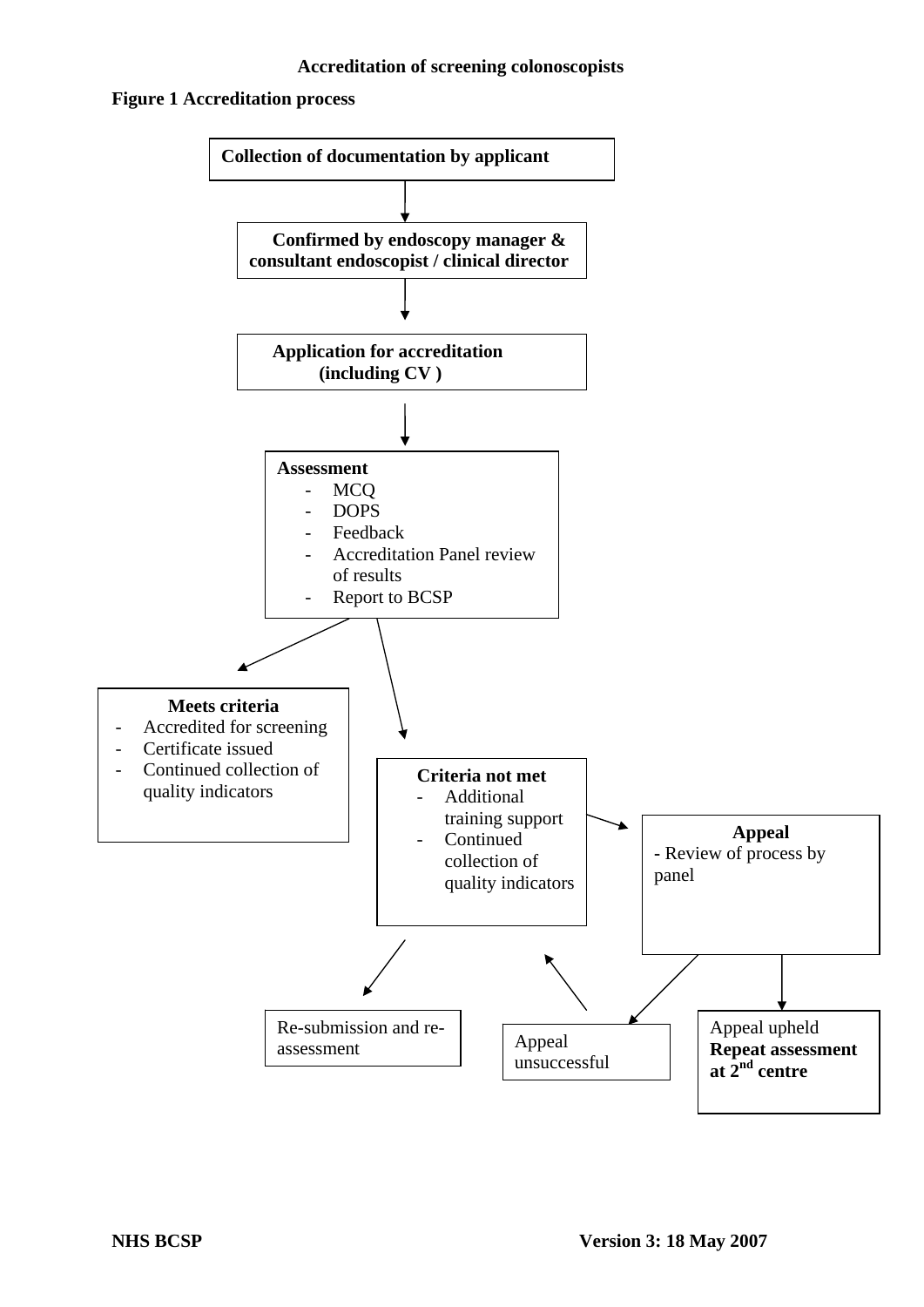## Accreditation of screening colonoscopists

**Figure 1 Accreditation process**

**Collection of documentation by applicant**

↓

**Confirmed by endoscopy manager & consultant endoscopist / clinical director**

↓

**Application for accreditation (including CV )**

↓

**Assessment**
- MCQ
- DOPS
- Feedback
- Accreditation Panel review of results
- Report to BCSP

↓

**Meets criteria**
- Accredited for screening
- Certificate issued
- Continued collection of quality indicators

**Criteria not met**
- Additional training support
- Continued collection of quality indicators

→ Re-submission and re-assessment

→ **Appeal**
- Review of process by panel

→ Appeal upheld
**Repeat assessment at 2nd centre**

→ Appeal unsuccessful → Criteria not met

NHS BCSP

Version 3: 18 May 2007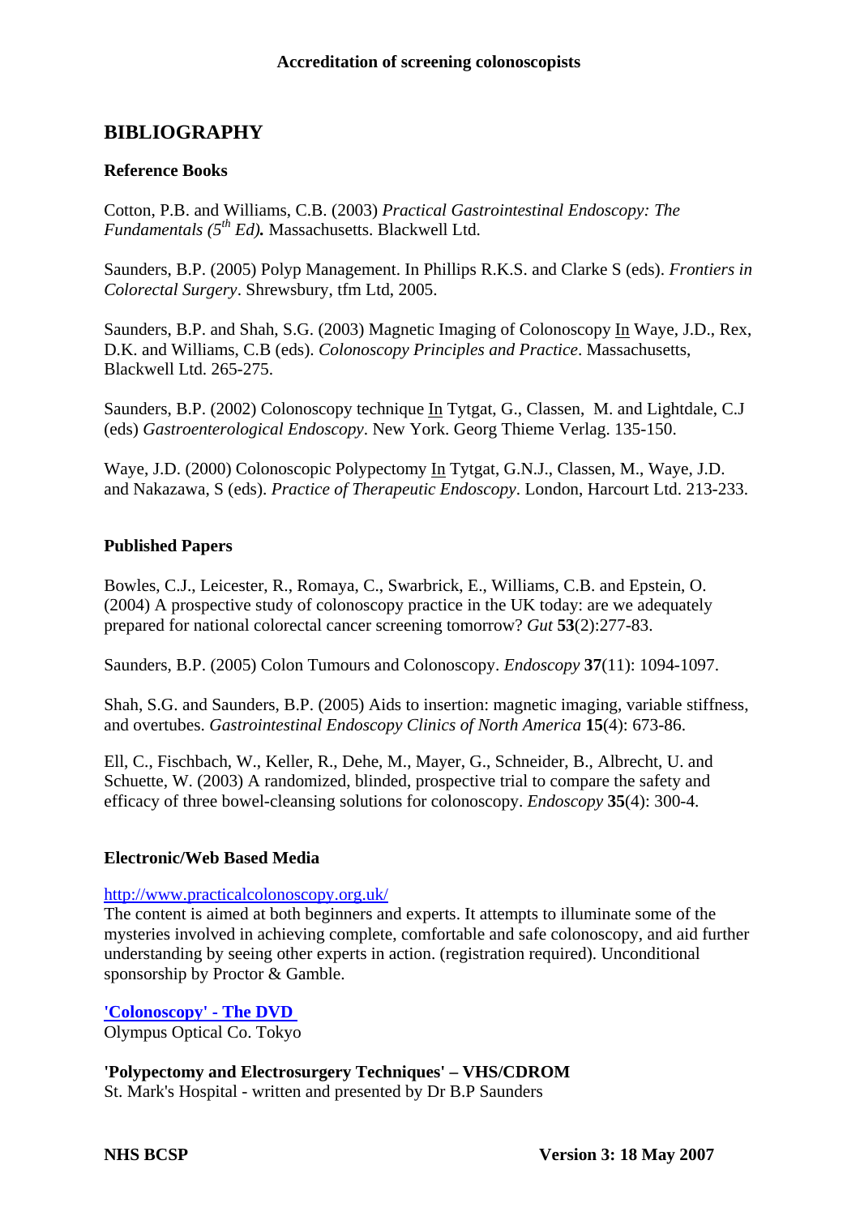## BIBLIOGRAPHY

### Reference Books

Cotton, P.B. and Williams, C.B. (2003) *Practical Gastrointestinal Endoscopy: The Fundamentals (5th Ed)***.** Massachusetts. Blackwell Ltd.

Saunders, B.P. (2005) Polyp Management. In Phillips R.K.S. and Clarke S (eds). *Frontiers in Colorectal Surgery*. Shrewsbury, tfm Ltd, 2005.

Saunders, B.P. and Shah, S.G. (2003) Magnetic Imaging of Colonoscopy In Waye, J.D., Rex, D.K. and Williams, C.B (eds). *Colonoscopy Principles and Practice*. Massachusetts, Blackwell Ltd. 265-275.

Saunders, B.P. (2002) Colonoscopy technique In Tytgat, G., Classen, M. and Lightdale, C.J (eds) *Gastroenterological Endoscopy*. New York. Georg Thieme Verlag. 135-150.

Waye, J.D. (2000) Colonoscopic Polypectomy In Tytgat, G.N.J., Classen, M., Waye, J.D. and Nakazawa, S (eds). *Practice of Therapeutic Endoscopy*. London, Harcourt Ltd. 213-233.

### Published Papers

Bowles, C.J., Leicester, R., Romaya, C., Swarbrick, E., Williams, C.B. and Epstein, O. (2004) A prospective study of colonoscopy practice in the UK today: are we adequately prepared for national colorectal cancer screening tomorrow? *Gut* **53**(2):277-83.

Saunders, B.P. (2005) Colon Tumours and Colonoscopy. *Endoscopy* **37**(11): 1094-1097.

Shah, S.G. and Saunders, B.P. (2005) Aids to insertion: magnetic imaging, variable stiffness, and overtubes. *Gastrointestinal Endoscopy Clinics of North America* **15**(4): 673-86.

Ell, C., Fischbach, W., Keller, R., Dehe, M., Mayer, G., Schneider, B., Albrecht, U. and Schuette, W. (2003) A randomized, blinded, prospective trial to compare the safety and efficacy of three bowel-cleansing solutions for colonoscopy. *Endoscopy* **35**(4): 300-4.

### Electronic/Web Based Media

http://www.practicalcolonoscopy.org.uk/
The content is aimed at both beginners and experts. It attempts to illuminate some of the mysteries involved in achieving complete, comfortable and safe colonoscopy, and aid further understanding by seeing other experts in action. (registration required). Unconditional sponsorship by Proctor & Gamble.

**'Colonoscopy' - The DVD**
Olympus Optical Co. Tokyo

**'Polypectomy and Electrosurgery Techniques' – VHS/CDROM**
St. Mark's Hospital - written and presented by Dr B.P Saunders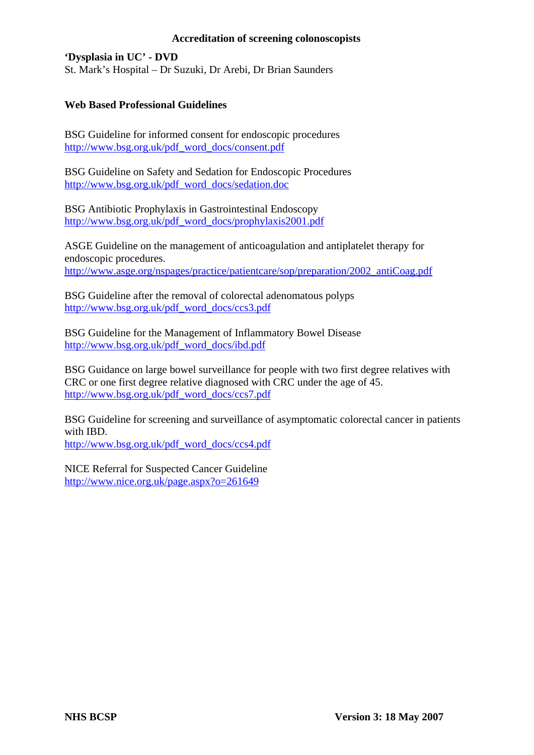**Accreditation of screening colonoscopists**

**'Dysplasia in UC' - DVD**
St. Mark's Hospital – Dr Suzuki, Dr Arebi, Dr Brian Saunders

## Web Based Professional Guidelines

BSG Guideline for informed consent for endoscopic procedures
http://www.bsg.org.uk/pdf_word_docs/consent.pdf

BSG Guideline on Safety and Sedation for Endoscopic Procedures
http://www.bsg.org.uk/pdf_word_docs/sedation.doc

BSG Antibiotic Prophylaxis in Gastrointestinal Endoscopy
http://www.bsg.org.uk/pdf_word_docs/prophylaxis2001.pdf

ASGE Guideline on the management of anticoagulation and antiplatelet therapy for endoscopic procedures.
http://www.asge.org/nspages/practice/patientcare/sop/preparation/2002_antiCoag.pdf

BSG Guideline after the removal of colorectal adenomatous polyps
http://www.bsg.org.uk/pdf_word_docs/ccs3.pdf

BSG Guideline for the Management of Inflammatory Bowel Disease
http://www.bsg.org.uk/pdf_word_docs/ibd.pdf

BSG Guidance on large bowel surveillance for people with two first degree relatives with CRC or one first degree relative diagnosed with CRC under the age of 45.
http://www.bsg.org.uk/pdf_word_docs/ccs7.pdf

BSG Guideline for screening and surveillance of asymptomatic colorectal cancer in patients with IBD.
http://www.bsg.org.uk/pdf_word_docs/ccs4.pdf

NICE Referral for Suspected Cancer Guideline
http://www.nice.org.uk/page.aspx?o=261649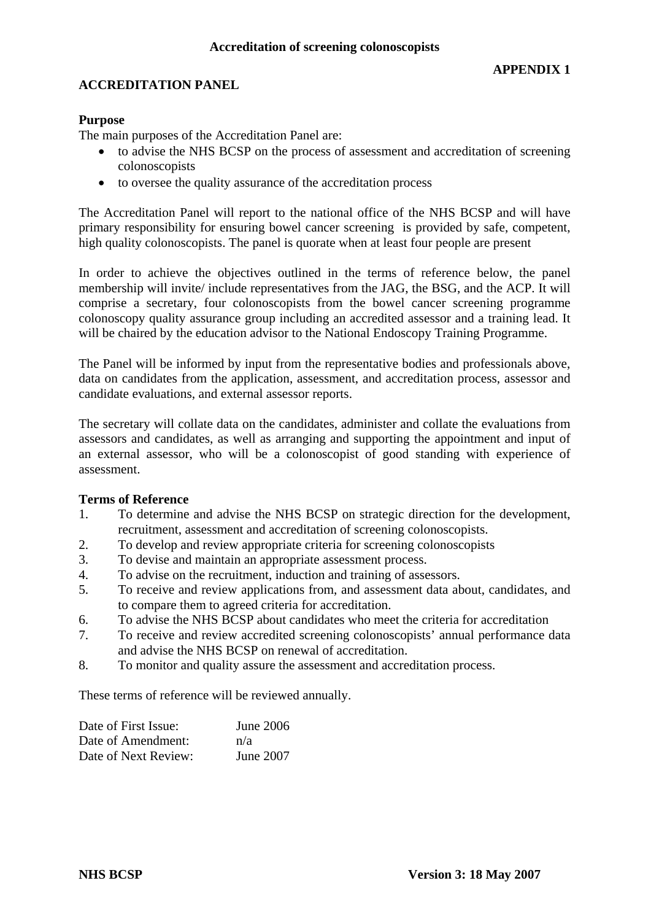**APPENDIX 1**

## ACCREDITATION PANEL

### Purpose

The main purposes of the Accreditation Panel are:

- to advise the NHS BCSP on the process of assessment and accreditation of screening colonoscopists
- to oversee the quality assurance of the accreditation process

The Accreditation Panel will report to the national office of the NHS BCSP and will have primary responsibility for ensuring bowel cancer screening is provided by safe, competent, high quality colonoscopists. The panel is quorate when at least four people are present

In order to achieve the objectives outlined in the terms of reference below, the panel membership will invite/ include representatives from the JAG, the BSG, and the ACP. It will comprise a secretary, four colonoscopists from the bowel cancer screening programme colonoscopy quality assurance group including an accredited assessor and a training lead. It will be chaired by the education advisor to the National Endoscopy Training Programme.

The Panel will be informed by input from the representative bodies and professionals above, data on candidates from the application, assessment, and accreditation process, assessor and candidate evaluations, and external assessor reports.

The secretary will collate data on the candidates, administer and collate the evaluations from assessors and candidates, as well as arranging and supporting the appointment and input of an external assessor, who will be a colonoscopist of good standing with experience of assessment.

### Terms of Reference

1. To determine and advise the NHS BCSP on strategic direction for the development, recruitment, assessment and accreditation of screening colonoscopists.
2. To develop and review appropriate criteria for screening colonoscopists
3. To devise and maintain an appropriate assessment process.
4. To advise on the recruitment, induction and training of assessors.
5. To receive and review applications from, and assessment data about, candidates, and to compare them to agreed criteria for accreditation.
6. To advise the NHS BCSP about candidates who meet the criteria for accreditation
7. To receive and review accredited screening colonoscopists' annual performance data and advise the NHS BCSP on renewal of accreditation.
8. To monitor and quality assure the assessment and accreditation process.

These terms of reference will be reviewed annually.

| | |
|---|---|
| Date of First Issue: | June 2006 |
| Date of Amendment: | n/a |
| Date of Next Review: | June 2007 |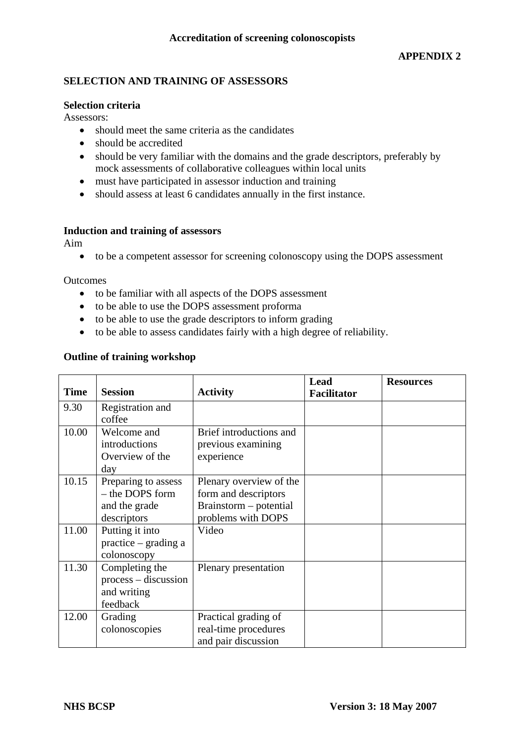**APPENDIX 2**

## SELECTION AND TRAINING OF ASSESSORS

### Selection criteria

Assessors:

- should meet the same criteria as the candidates
- should be accredited
- should be very familiar with the domains and the grade descriptors, preferably by mock assessments of collaborative colleagues within local units
- must have participated in assessor induction and training
- should assess at least 6 candidates annually in the first instance.

### Induction and training of assessors

Aim

- to be a competent assessor for screening colonoscopy using the DOPS assessment

Outcomes

- to be familiar with all aspects of the DOPS assessment
- to be able to use the DOPS assessment proforma
- to be able to use the grade descriptors to inform grading
- to be able to assess candidates fairly with a high degree of reliability.

### Outline of training workshop

| Time | Session | Activity | Lead Facilitator | Resources |
|---|---|---|---|---|
| 9.30 | Registration and coffee | | | |
| 10.00 | Welcome and introductions Overview of the day | Brief introductions and previous examining experience | | |
| 10.15 | Preparing to assess – the DOPS form and the grade descriptors | Plenary overview of the form and descriptors Brainstorm – potential problems with DOPS | | |
| 11.00 | Putting it into practice – grading a colonoscopy | Video | | |
| 11.30 | Completing the process – discussion and writing feedback | Plenary presentation | | |
| 12.00 | Grading colonoscopies | Practical grading of real-time procedures and pair discussion | | |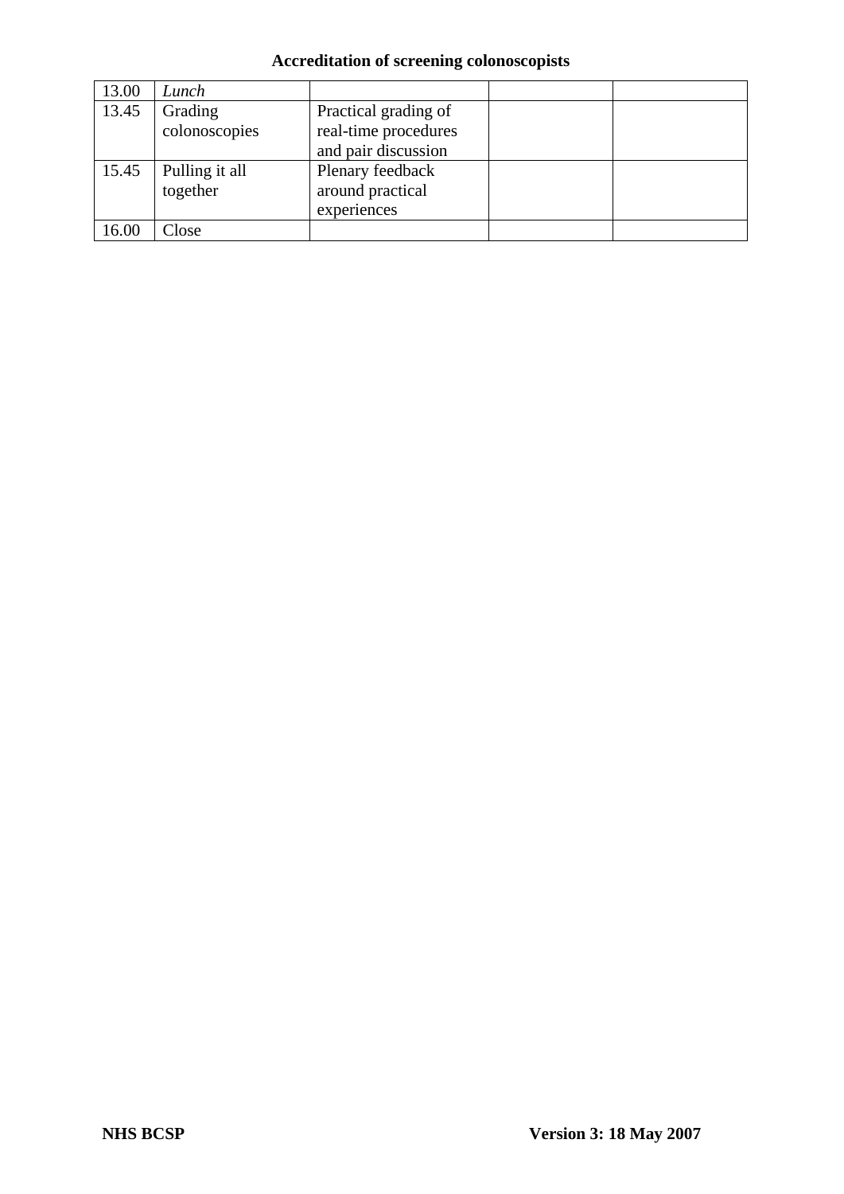| 13.00 | *Lunch* | | | |
|---|---|---|---|---|
| 13.45 | Grading colonoscopies | Practical grading of real-time procedures and pair discussion | | |
| 15.45 | Pulling it all together | Plenary feedback around practical experiences | | |
| 16.00 | Close | | | |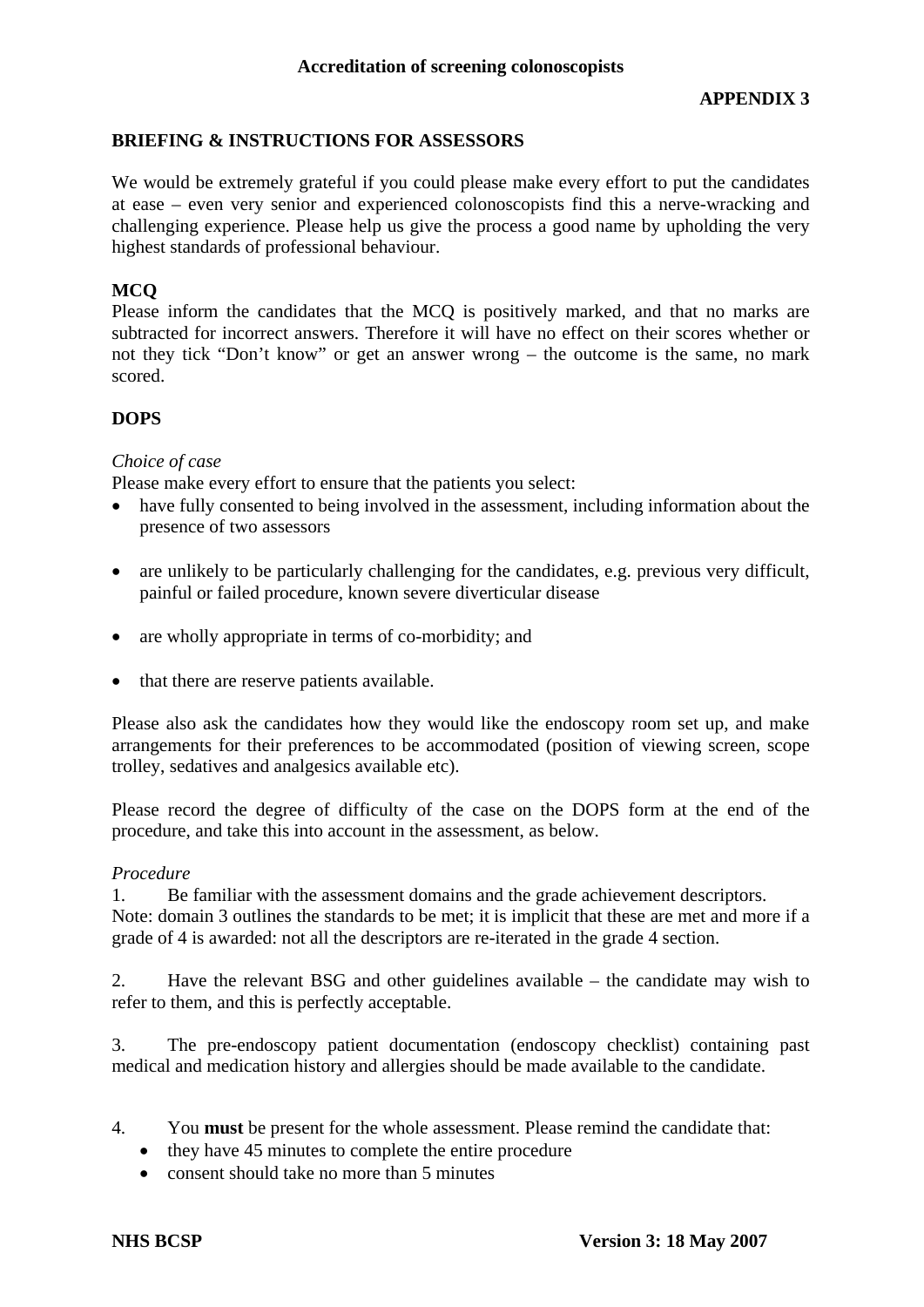**APPENDIX 3**

## BRIEFING & INSTRUCTIONS FOR ASSESSORS

We would be extremely grateful if you could please make every effort to put the candidates at ease – even very senior and experienced colonoscopists find this a nerve-wracking and challenging experience. Please help us give the process a good name by upholding the very highest standards of professional behaviour.

### MCQ

Please inform the candidates that the MCQ is positively marked, and that no marks are subtracted for incorrect answers. Therefore it will have no effect on their scores whether or not they tick "Don't know" or get an answer wrong – the outcome is the same, no mark scored.

### DOPS

*Choice of case*

Please make every effort to ensure that the patients you select:

- have fully consented to being involved in the assessment, including information about the presence of two assessors
- are unlikely to be particularly challenging for the candidates, e.g. previous very difficult, painful or failed procedure, known severe diverticular disease
- are wholly appropriate in terms of co-morbidity; and
- that there are reserve patients available.

Please also ask the candidates how they would like the endoscopy room set up, and make arrangements for their preferences to be accommodated (position of viewing screen, scope trolley, sedatives and analgesics available etc).

Please record the degree of difficulty of the case on the DOPS form at the end of the procedure, and take this into account in the assessment, as below.

*Procedure*

1. Be familiar with the assessment domains and the grade achievement descriptors.
Note: domain 3 outlines the standards to be met; it is implicit that these are met and more if a grade of 4 is awarded: not all the descriptors are re-iterated in the grade 4 section.

2. Have the relevant BSG and other guidelines available – the candidate may wish to refer to them, and this is perfectly acceptable.

3. The pre-endoscopy patient documentation (endoscopy checklist) containing past medical and medication history and allergies should be made available to the candidate.

4. You **must** be present for the whole assessment. Please remind the candidate that:
   - they have 45 minutes to complete the entire procedure
   - consent should take no more than 5 minutes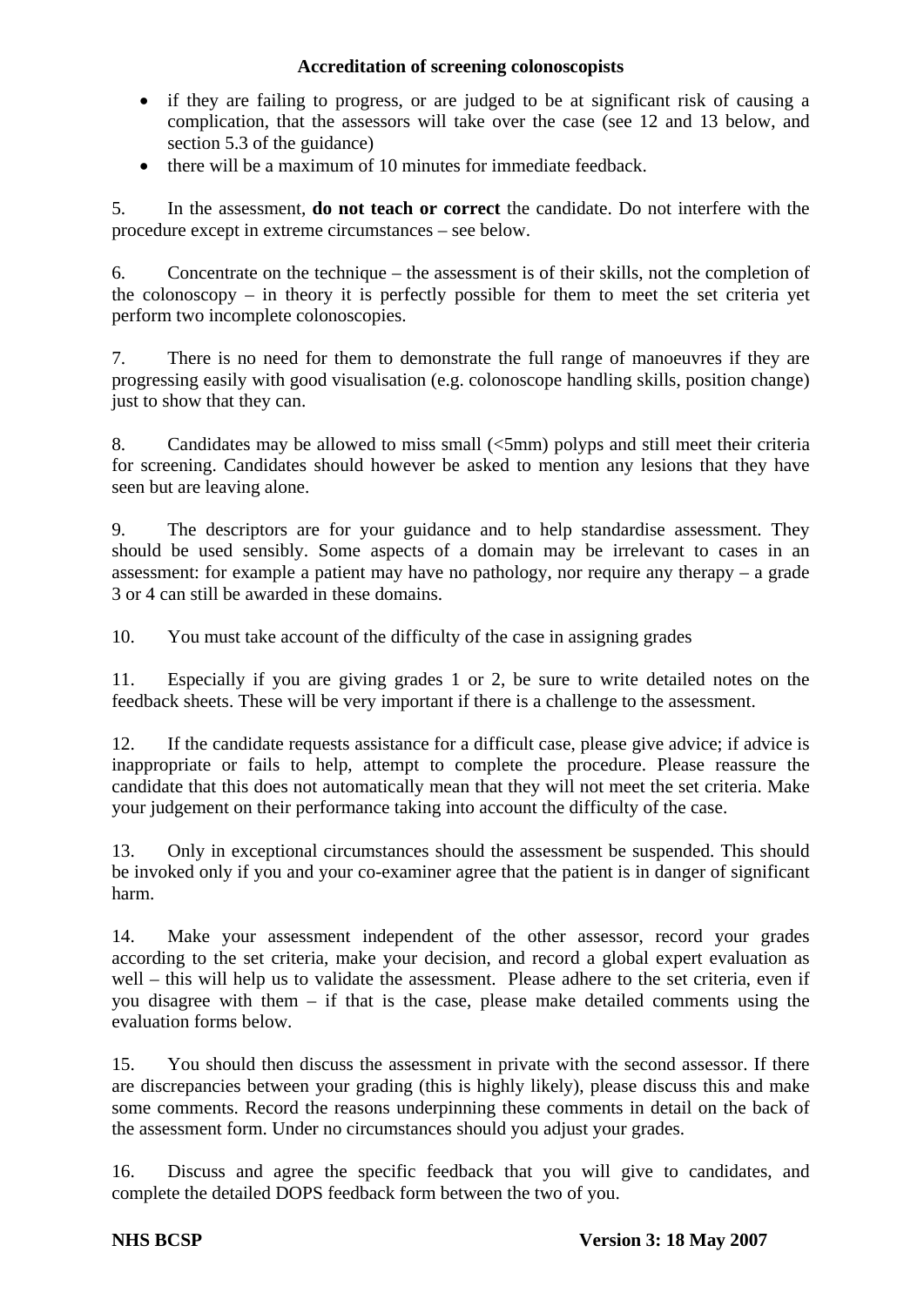- if they are failing to progress, or are judged to be at significant risk of causing a complication, that the assessors will take over the case (see 12 and 13 below, and section 5.3 of the guidance)
- there will be a maximum of 10 minutes for immediate feedback.

5. In the assessment, **do not teach or correct** the candidate. Do not interfere with the procedure except in extreme circumstances – see below.

6. Concentrate on the technique – the assessment is of their skills, not the completion of the colonoscopy – in theory it is perfectly possible for them to meet the set criteria yet perform two incomplete colonoscopies.

7. There is no need for them to demonstrate the full range of manoeuvres if they are progressing easily with good visualisation (e.g. colonoscope handling skills, position change) just to show that they can.

8. Candidates may be allowed to miss small (<5mm) polyps and still meet their criteria for screening. Candidates should however be asked to mention any lesions that they have seen but are leaving alone.

9. The descriptors are for your guidance and to help standardise assessment. They should be used sensibly. Some aspects of a domain may be irrelevant to cases in an assessment: for example a patient may have no pathology, nor require any therapy – a grade 3 or 4 can still be awarded in these domains.

10. You must take account of the difficulty of the case in assigning grades

11. Especially if you are giving grades 1 or 2, be sure to write detailed notes on the feedback sheets. These will be very important if there is a challenge to the assessment.

12. If the candidate requests assistance for a difficult case, please give advice; if advice is inappropriate or fails to help, attempt to complete the procedure. Please reassure the candidate that this does not automatically mean that they will not meet the set criteria. Make your judgement on their performance taking into account the difficulty of the case.

13. Only in exceptional circumstances should the assessment be suspended. This should be invoked only if you and your co-examiner agree that the patient is in danger of significant harm.

14. Make your assessment independent of the other assessor, record your grades according to the set criteria, make your decision, and record a global expert evaluation as well – this will help us to validate the assessment. Please adhere to the set criteria, even if you disagree with them – if that is the case, please make detailed comments using the evaluation forms below.

15. You should then discuss the assessment in private with the second assessor. If there are discrepancies between your grading (this is highly likely), please discuss this and make some comments. Record the reasons underpinning these comments in detail on the back of the assessment form. Under no circumstances should you adjust your grades.

16. Discuss and agree the specific feedback that you will give to candidates, and complete the detailed DOPS feedback form between the two of you.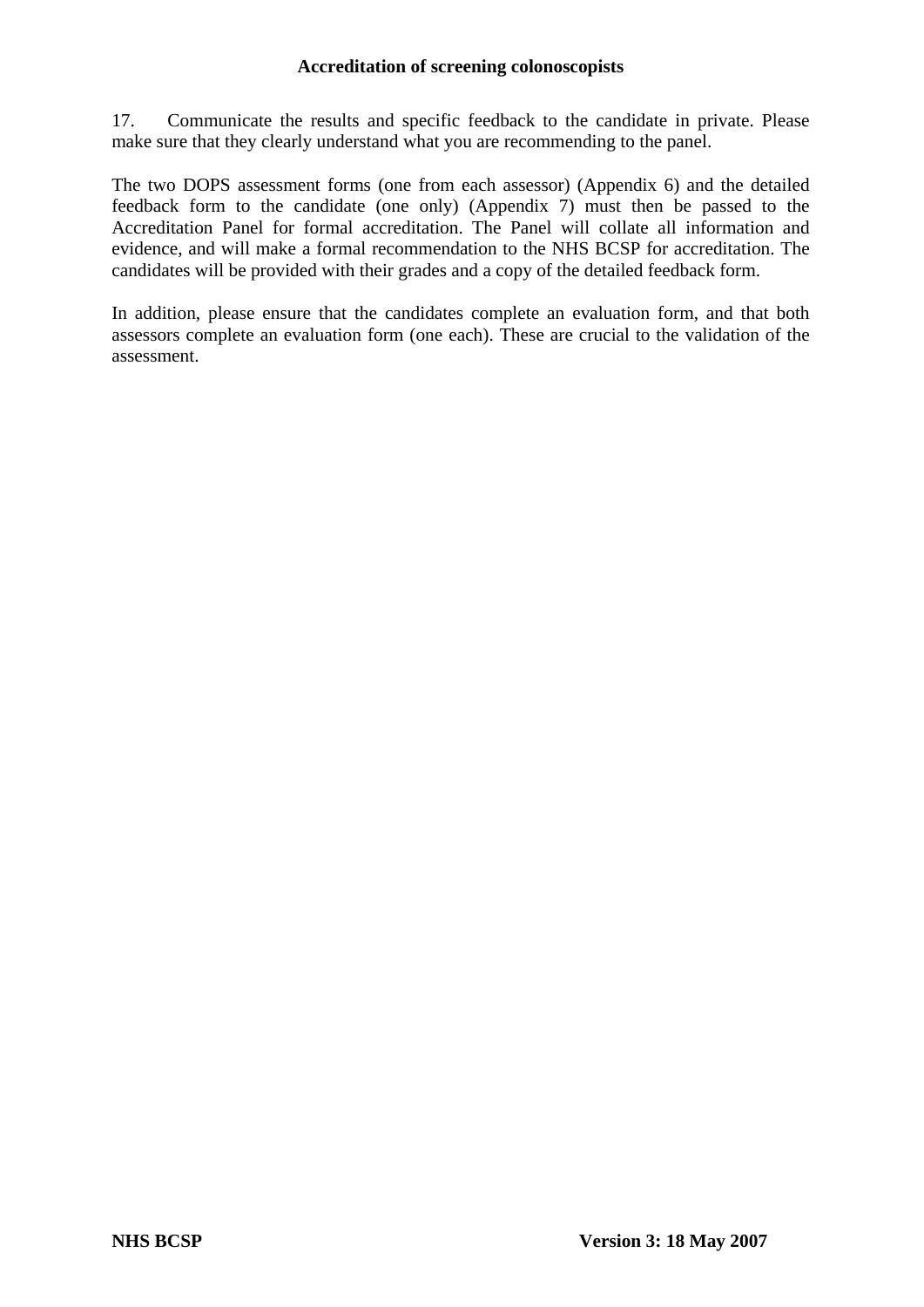17. Communicate the results and specific feedback to the candidate in private. Please make sure that they clearly understand what you are recommending to the panel.

The two DOPS assessment forms (one from each assessor) (Appendix 6) and the detailed feedback form to the candidate (one only) (Appendix 7) must then be passed to the Accreditation Panel for formal accreditation. The Panel will collate all information and evidence, and will make a formal recommendation to the NHS BCSP for accreditation. The candidates will be provided with their grades and a copy of the detailed feedback form.

In addition, please ensure that the candidates complete an evaluation form, and that both assessors complete an evaluation form (one each). These are crucial to the validation of the assessment.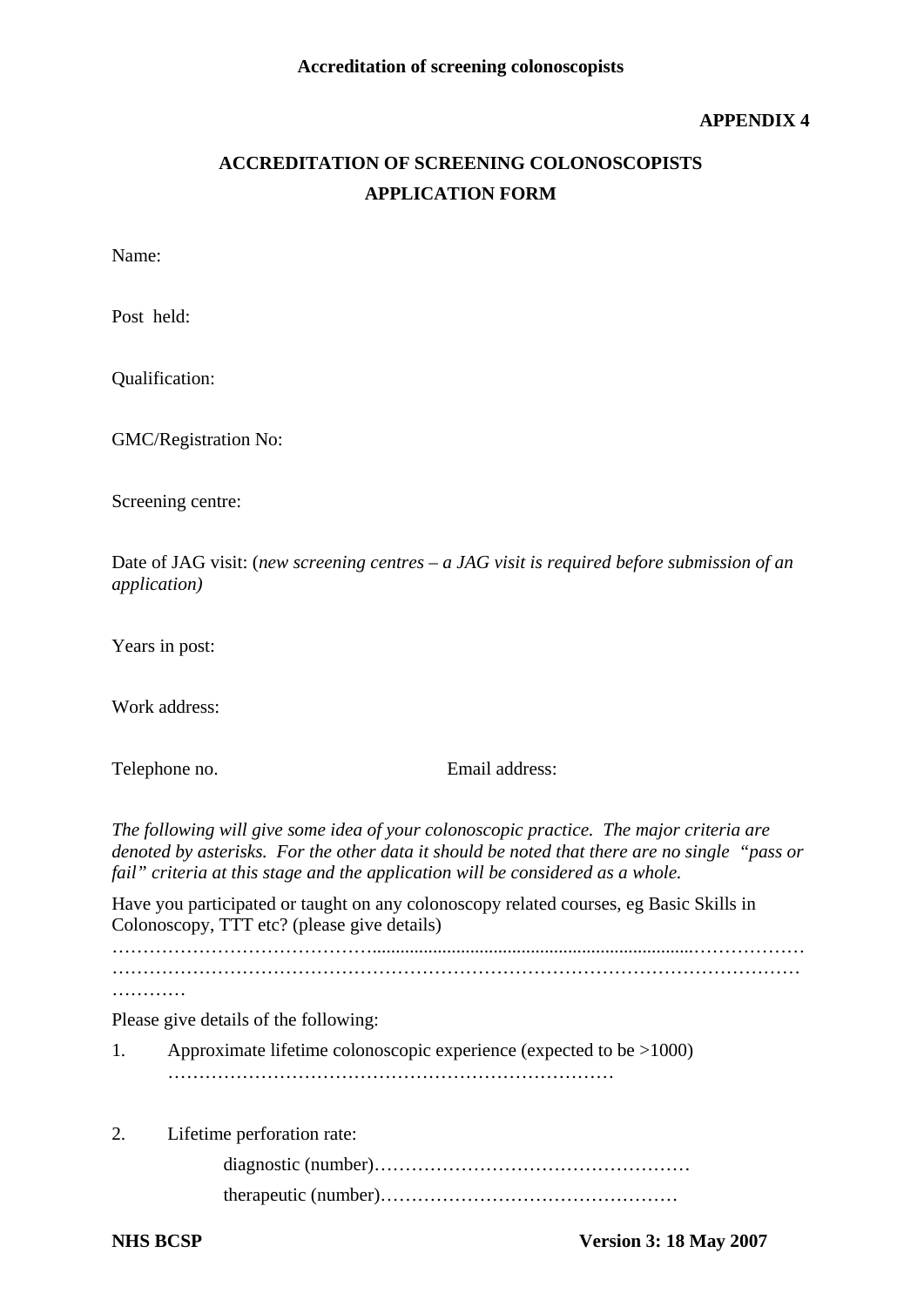**APPENDIX 4**

# ACCREDITATION OF SCREENING COLONOSCOPISTS APPLICATION FORM

Name:

Post held:

Qualification:

GMC/Registration No:

Screening centre:

Date of JAG visit: (*new screening centres – a JAG visit is required before submission of an application)*

Years in post:

Work address:

Telephone no. Email address:

*The following will give some idea of your colonoscopic practice. The major criteria are denoted by asterisks. For the other data it should be noted that there are no single "pass or fail" criteria at this stage and the application will be considered as a whole.*

Have you participated or taught on any colonoscopy related courses, eg Basic Skills in Colonoscopy, TTT etc? (please give details)

……………………………………………………………………………………………………
……………………………………………………………………………………………………
…………

Please give details of the following:

1. Approximate lifetime colonoscopic experience (expected to be >1000) ………………………………………………………………

2. Lifetime perforation rate:
   - diagnostic (number)……………………………………………
   - therapeutic (number)…………………………………………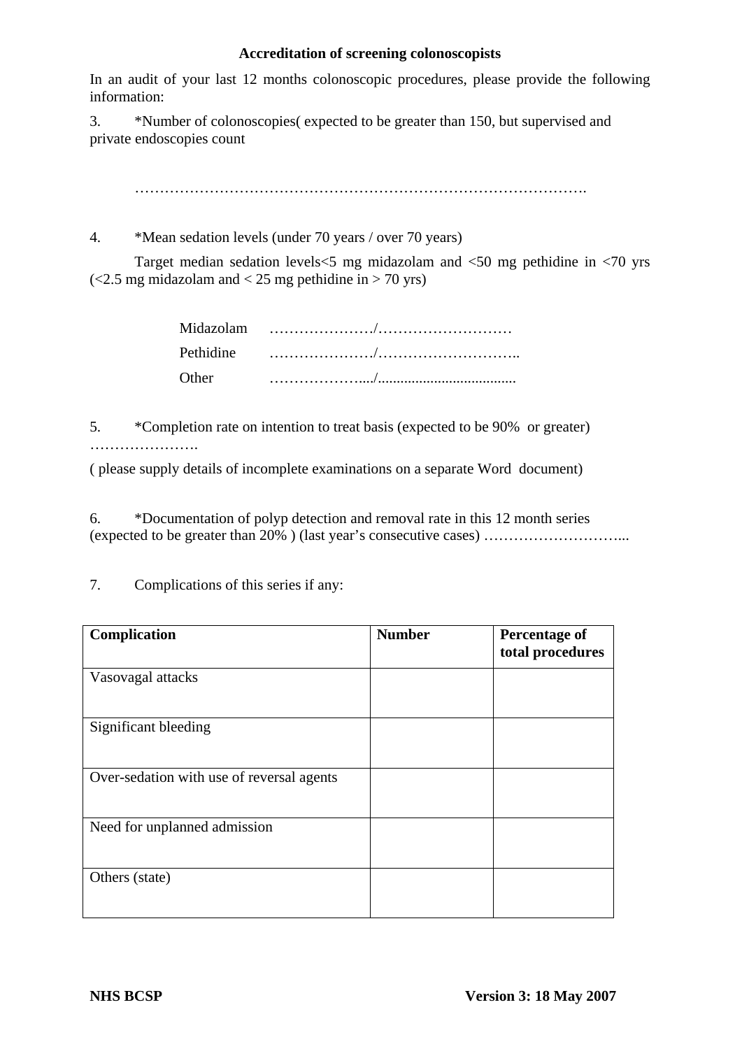**Accreditation of screening colonoscopists**

In an audit of your last 12 months colonoscopic procedures, please provide the following information:

3. *Number of colonoscopies( expected to be greater than 150, but supervised and private endoscopies count

………………………………………………………………………………….

4. *Mean sedation levels (under 70 years / over 70 years)

Target median sedation levels<5 mg midazolam and <50 mg pethidine in <70 yrs (<2.5 mg midazolam and < 25 mg pethidine in > 70 yrs)

Midazolam …………………/………………………

Pethidine …………………/………………………..

Other ………………..../....................................

5. *Completion rate on intention to treat basis (expected to be 90% or greater) ………………….

( please supply details of incomplete examinations on a separate Word document)

6. *Documentation of polyp detection and removal rate in this 12 month series (expected to be greater than 20% ) (last year's consecutive cases) ………………………...

7. Complications of this series if any:

| **Complication** | **Number** | **Percentage of total procedures** |
|---|---|---|
| Vasovagal attacks | | |
| Significant bleeding | | |
| Over-sedation with use of reversal agents | | |
| Need for unplanned admission | | |
| Others (state) | | |

**NHS BCSP** **Version 3: 18 May 2007**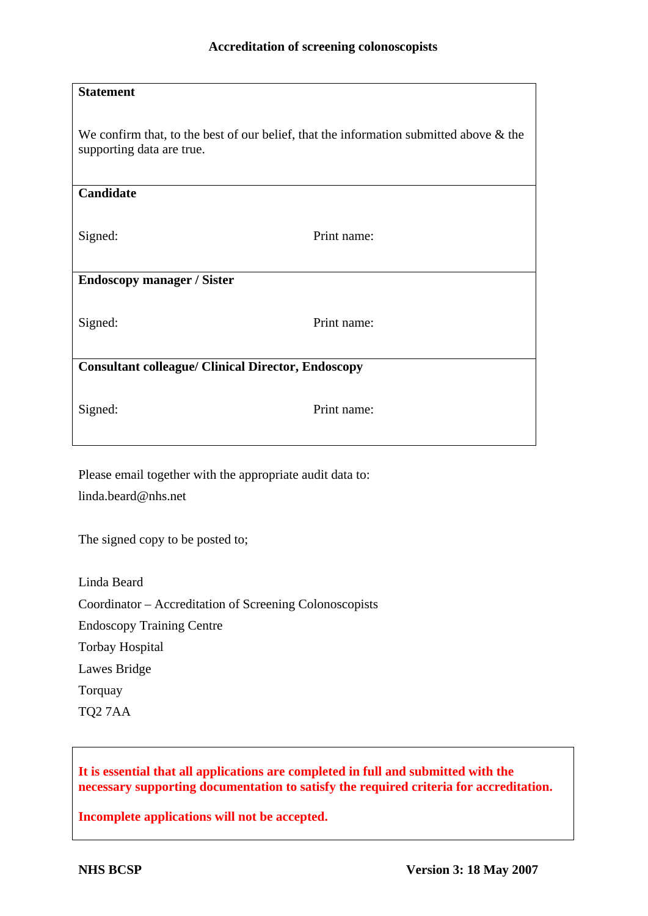**Accreditation of screening colonoscopists**

| **Statement** | |
|---|---|
| We confirm that, to the best of our belief, that the information submitted above & the supporting data are true. | |
| **Candidate** | |
| Signed: | Print name: |
| **Endoscopy manager / Sister** | |
| Signed: | Print name: |
| **Consultant colleague/ Clinical Director, Endoscopy** | |
| Signed: | Print name: |

Please email together with the appropriate audit data to:
linda.beard@nhs.net

The signed copy to be posted to;

Linda Beard
Coordinator – Accreditation of Screening Colonoscopists
Endoscopy Training Centre
Torbay Hospital
Lawes Bridge
Torquay
TQ2 7AA

**It is essential that all applications are completed in full and submitted with the necessary supporting documentation to satisfy the required criteria for accreditation.**

**Incomplete applications will not be accepted.**

**NHS BCSP** **Version 3: 18 May 2007**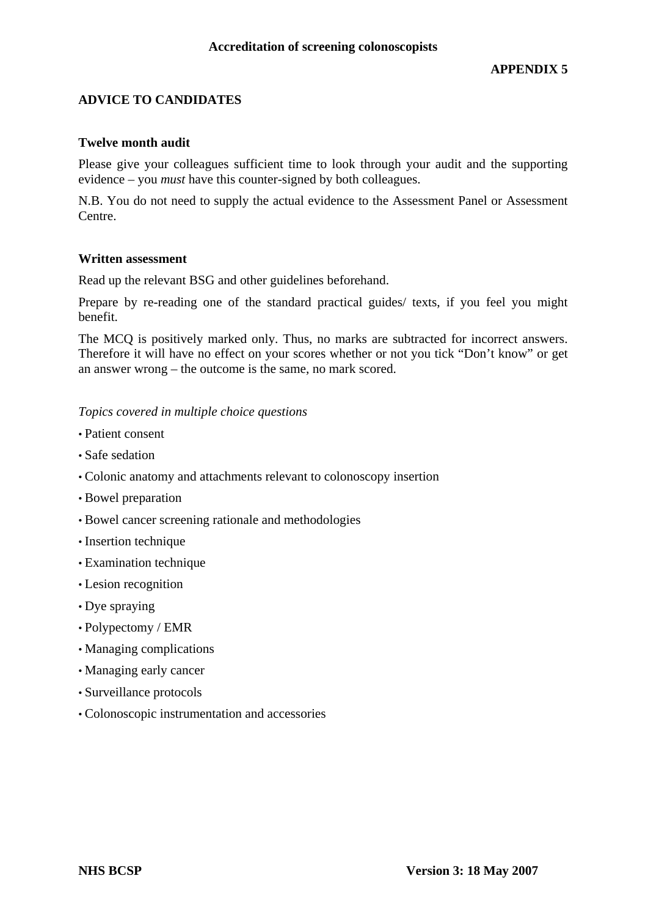**APPENDIX 5**

## ADVICE TO CANDIDATES

### Twelve month audit

Please give your colleagues sufficient time to look through your audit and the supporting evidence – you *must* have this counter-signed by both colleagues.

N.B. You do not need to supply the actual evidence to the Assessment Panel or Assessment Centre.

### Written assessment

Read up the relevant BSG and other guidelines beforehand.

Prepare by re-reading one of the standard practical guides/ texts, if you feel you might benefit.

The MCQ is positively marked only. Thus, no marks are subtracted for incorrect answers. Therefore it will have no effect on your scores whether or not you tick "Don't know" or get an answer wrong – the outcome is the same, no mark scored.

*Topics covered in multiple choice questions*

- Patient consent
- Safe sedation
- Colonic anatomy and attachments relevant to colonoscopy insertion
- Bowel preparation
- Bowel cancer screening rationale and methodologies
- Insertion technique
- Examination technique
- Lesion recognition
- Dye spraying
- Polypectomy / EMR
- Managing complications
- Managing early cancer
- Surveillance protocols
- Colonoscopic instrumentation and accessories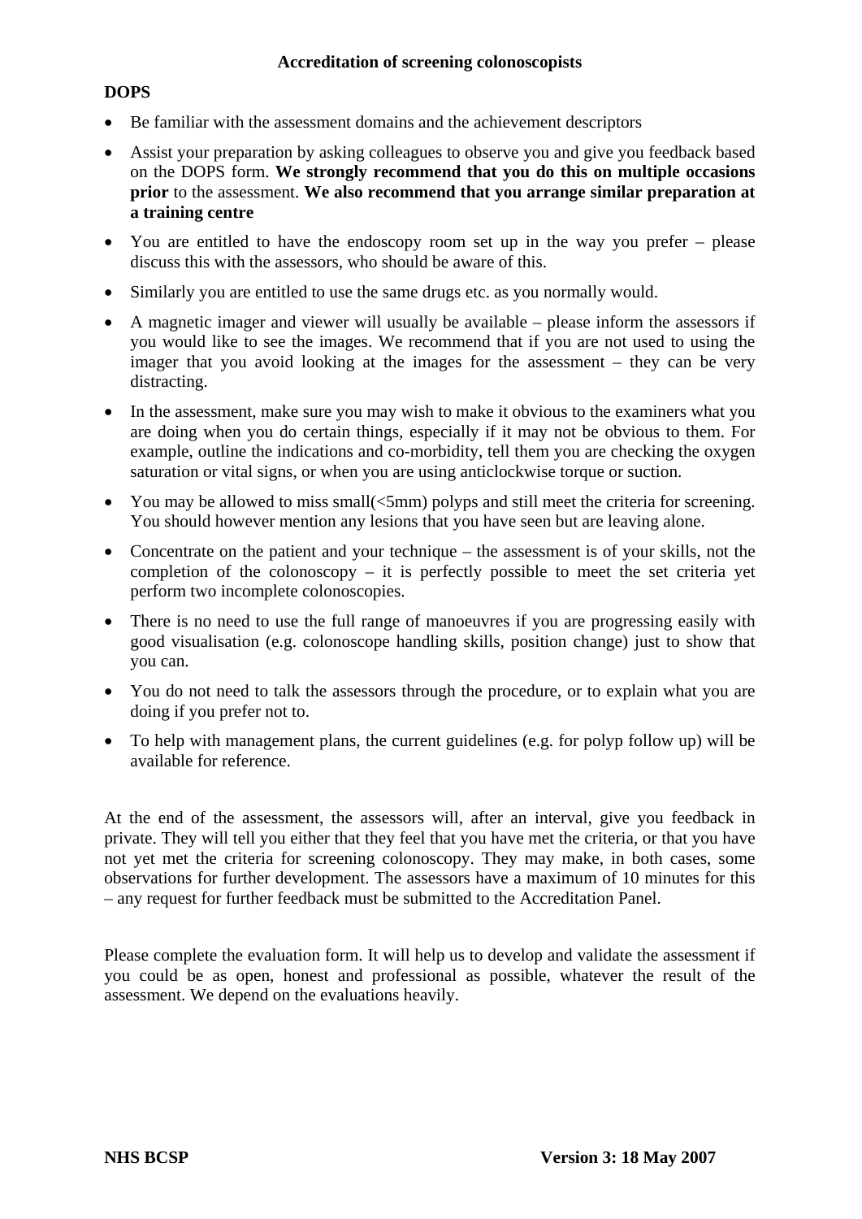**Accreditation of screening colonoscopists**

**DOPS**

- Be familiar with the assessment domains and the achievement descriptors
- Assist your preparation by asking colleagues to observe you and give you feedback based on the DOPS form. **We strongly recommend that you do this on multiple occasions prior** to the assessment. **We also recommend that you arrange similar preparation at a training centre**
- You are entitled to have the endoscopy room set up in the way you prefer – please discuss this with the assessors, who should be aware of this.
- Similarly you are entitled to use the same drugs etc. as you normally would.
- A magnetic imager and viewer will usually be available – please inform the assessors if you would like to see the images. We recommend that if you are not used to using the imager that you avoid looking at the images for the assessment – they can be very distracting.
- In the assessment, make sure you may wish to make it obvious to the examiners what you are doing when you do certain things, especially if it may not be obvious to them. For example, outline the indications and co-morbidity, tell them you are checking the oxygen saturation or vital signs, or when you are using anticlockwise torque or suction.
- You may be allowed to miss small(<5mm) polyps and still meet the criteria for screening. You should however mention any lesions that you have seen but are leaving alone.
- Concentrate on the patient and your technique – the assessment is of your skills, not the completion of the colonoscopy – it is perfectly possible to meet the set criteria yet perform two incomplete colonoscopies.
- There is no need to use the full range of manoeuvres if you are progressing easily with good visualisation (e.g. colonoscope handling skills, position change) just to show that you can.
- You do not need to talk the assessors through the procedure, or to explain what you are doing if you prefer not to.
- To help with management plans, the current guidelines (e.g. for polyp follow up) will be available for reference.

At the end of the assessment, the assessors will, after an interval, give you feedback in private. They will tell you either that they feel that you have met the criteria, or that you have not yet met the criteria for screening colonoscopy. They may make, in both cases, some observations for further development. The assessors have a maximum of 10 minutes for this – any request for further feedback must be submitted to the Accreditation Panel.

Please complete the evaluation form. It will help us to develop and validate the assessment if you could be as open, honest and professional as possible, whatever the result of the assessment. We depend on the evaluations heavily.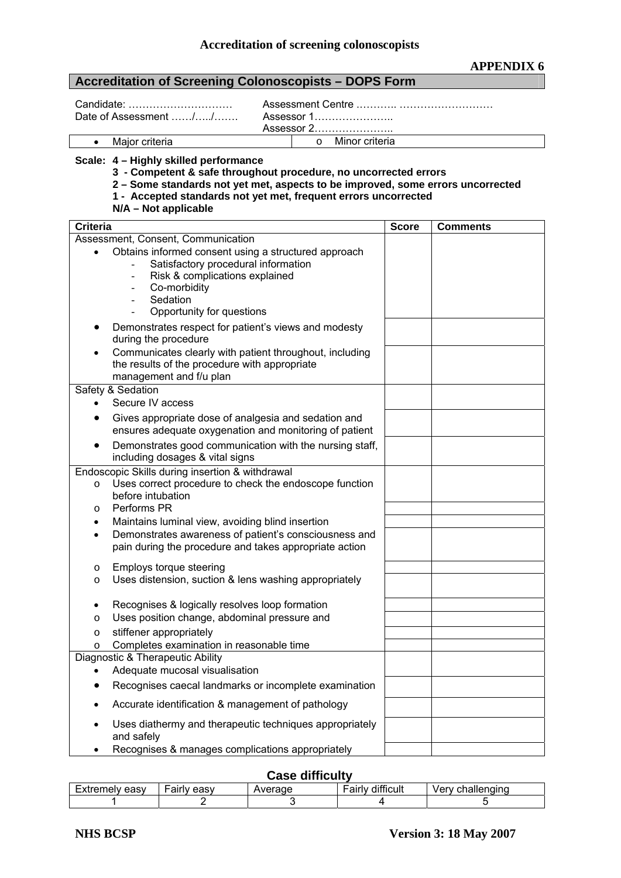**APPENDIX 6**

## Accreditation of Screening Colonoscopists – DOPS Form

Candidate: …………………………  Assessment Centre ……….. ………………………
Date of Assessment ……/…../…….  Assessor 1…………………..
Assessor 2…………………..

| • Major criteria | o Minor criteria |
|---|---|

**Scale: 4 – Highly skilled performance**
**3 - Competent & safe throughout procedure, no uncorrected errors**
**2 – Some standards not yet met, aspects to be improved, some errors uncorrected**
**1 - Accepted standards not yet met, frequent errors uncorrected**
**N/A – Not applicable**

| Criteria | Score | Comments |
|---|---|---|
| Assessment, Consent, Communication | | |
| • Obtains informed consent using a structured approach<br>- Satisfactory procedural information<br>- Risk & complications explained<br>- Co-morbidity<br>- Sedation<br>- Opportunity for questions | | |
| • Demonstrates respect for patient's views and modesty during the procedure | | |
| • Communicates clearly with patient throughout, including the results of the procedure with appropriate management and f/u plan | | |
| Safety & Sedation | | |
| • Secure IV access | | |
| • Gives appropriate dose of analgesia and sedation and ensures adequate oxygenation and monitoring of patient | | |
| • Demonstrates good communication with the nursing staff, including dosages & vital signs | | |
| Endoscopic Skills during insertion & withdrawal | | |
| o Uses correct procedure to check the endoscope function before intubation | | |
| o Performs PR | | |
| • Maintains luminal view, avoiding blind insertion | | |
| • Demonstrates awareness of patient's consciousness and pain during the procedure and takes appropriate action | | |
| o Employs torque steering | | |
| o Uses distension, suction & lens washing appropriately | | |
| • Recognises & logically resolves loop formation | | |
| o Uses position change, abdominal pressure and | | |
| o stiffener appropriately | | |
| o Completes examination in reasonable time | | |
| Diagnostic & Therapeutic Ability | | |
| • Adequate mucosal visualisation | | |
| • Recognises caecal landmarks or incomplete examination | | |
| • Accurate identification & management of pathology | | |
| • Uses diathermy and therapeutic techniques appropriately and safely | | |
| • Recognises & manages complications appropriately | | |

### Case difficulty

| Extremely easy | Fairly easy | Average | Fairly difficult | Very challenging |
|---|---|---|---|---|
| 1 | 2 | 3 | 4 | 5 |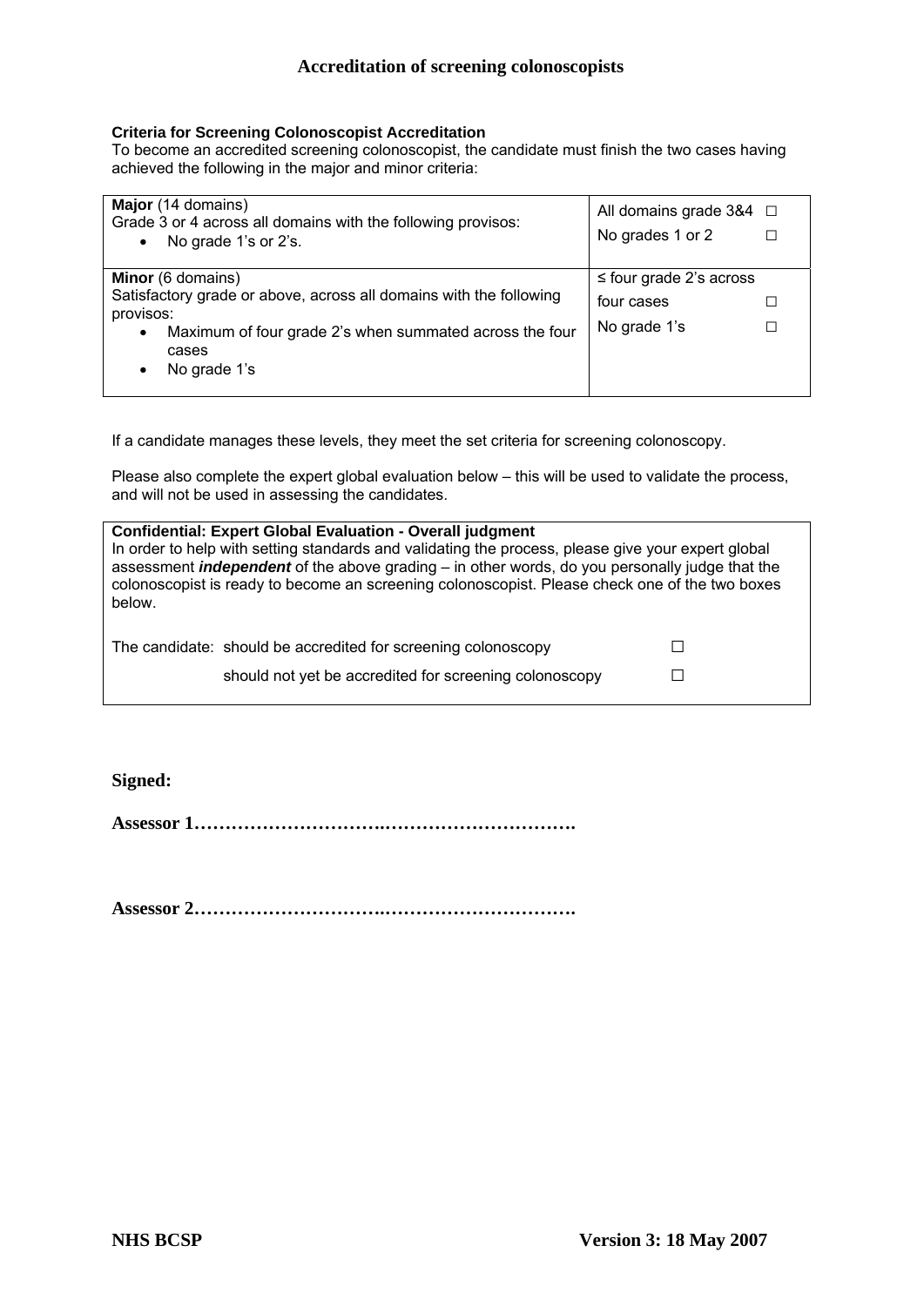## Accreditation of screening colonoscopists

**Criteria for Screening Colonoscopist Accreditation**
To become an accredited screening colonoscopist, the candidate must finish the two cases having achieved the following in the major and minor criteria:

| Criteria | Check |
|---|---|
| **Major** (14 domains)<br>Grade 3 or 4 across all domains with the following provisos:<br>• No grade 1's or 2's. | All domains grade 3&4 ☐<br>No grades 1 or 2 ☐ |
| **Minor** (6 domains)<br>Satisfactory grade or above, across all domains with the following provisos:<br>• Maximum of four grade 2's when summated across the four cases<br>• No grade 1's | ≤ four grade 2's across four cases ☐<br>No grade 1's ☐ |

If a candidate manages these levels, they meet the set criteria for screening colonoscopy.

Please also complete the expert global evaluation below – this will be used to validate the process, and will not be used in assessing the candidates.

**Confidential: Expert Global Evaluation - Overall judgment**
In order to help with setting standards and validating the process, please give your expert global assessment ***independent*** of the above grading – in other words, do you personally judge that the colonoscopist is ready to become an screening colonoscopist. Please check one of the two boxes below.

The candidate: should be accredited for screening colonoscopy ☐

should not yet be accredited for screening colonoscopy ☐

**Signed:**

**Assessor 1…………………………..………………………….**

**Assessor 2…………………………..………………………….**

**NHS BCSP** **Version 3: 18 May 2007**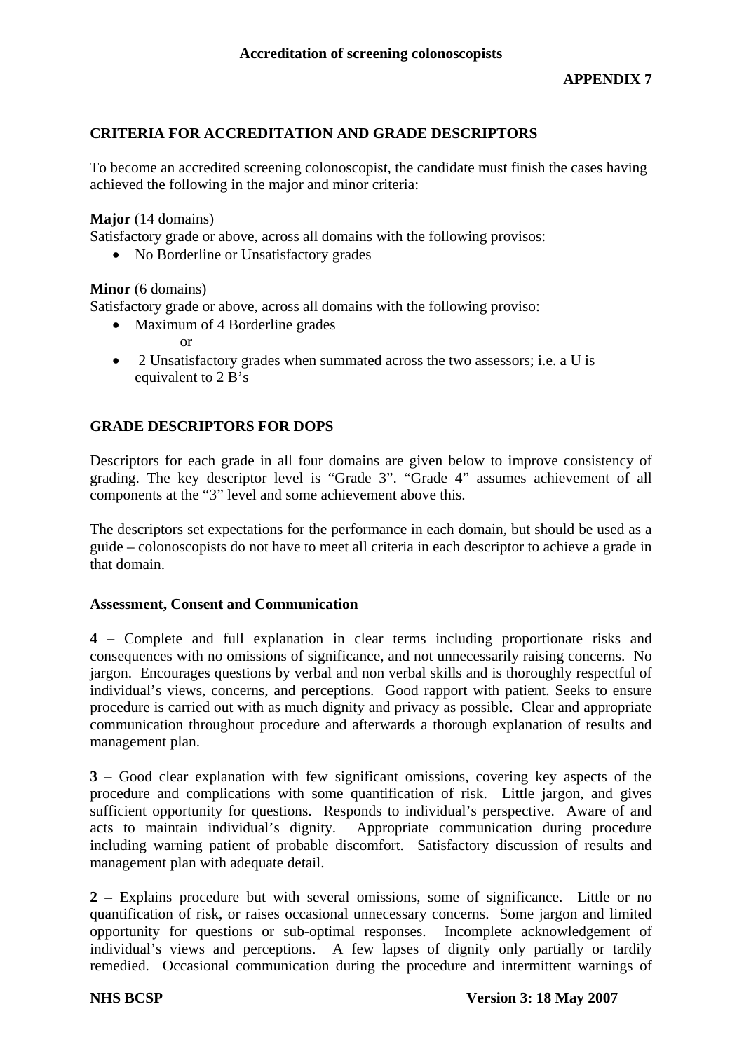**APPENDIX 7**

## CRITERIA FOR ACCREDITATION AND GRADE DESCRIPTORS

To become an accredited screening colonoscopist, the candidate must finish the cases having achieved the following in the major and minor criteria:

**Major** (14 domains)
Satisfactory grade or above, across all domains with the following provisos:

- No Borderline or Unsatisfactory grades

**Minor** (6 domains)
Satisfactory grade or above, across all domains with the following proviso:

- Maximum of 4 Borderline grades
 or
- 2 Unsatisfactory grades when summated across the two assessors; i.e. a U is equivalent to 2 B's

## GRADE DESCRIPTORS FOR DOPS

Descriptors for each grade in all four domains are given below to improve consistency of grading. The key descriptor level is "Grade 3". "Grade 4" assumes achievement of all components at the "3" level and some achievement above this.

The descriptors set expectations for the performance in each domain, but should be used as a guide – colonoscopists do not have to meet all criteria in each descriptor to achieve a grade in that domain.

### Assessment, Consent and Communication

**4 –** Complete and full explanation in clear terms including proportionate risks and consequences with no omissions of significance, and not unnecessarily raising concerns. No jargon. Encourages questions by verbal and non verbal skills and is thoroughly respectful of individual's views, concerns, and perceptions. Good rapport with patient. Seeks to ensure procedure is carried out with as much dignity and privacy as possible. Clear and appropriate communication throughout procedure and afterwards a thorough explanation of results and management plan.

**3 –** Good clear explanation with few significant omissions, covering key aspects of the procedure and complications with some quantification of risk. Little jargon, and gives sufficient opportunity for questions. Responds to individual's perspective. Aware of and acts to maintain individual's dignity. Appropriate communication during procedure including warning patient of probable discomfort. Satisfactory discussion of results and management plan with adequate detail.

**2 –** Explains procedure but with several omissions, some of significance. Little or no quantification of risk, or raises occasional unnecessary concerns. Some jargon and limited opportunity for questions or sub-optimal responses. Incomplete acknowledgement of individual's views and perceptions. A few lapses of dignity only partially or tardily remedied. Occasional communication during the procedure and intermittent warnings of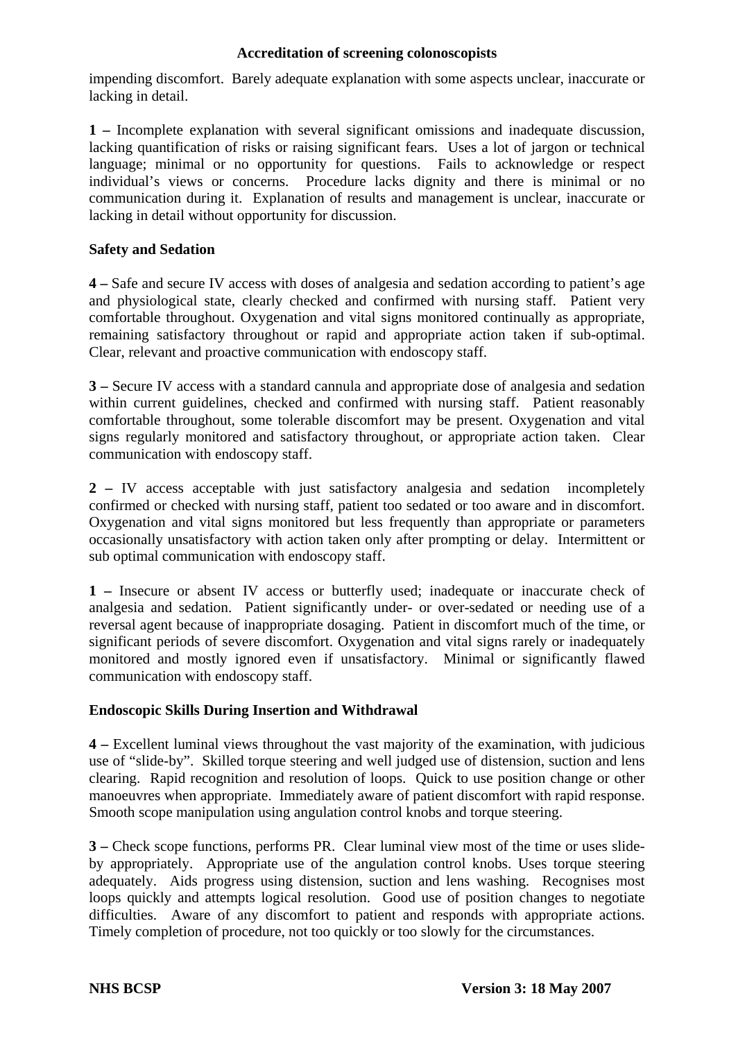impending discomfort. Barely adequate explanation with some aspects unclear, inaccurate or lacking in detail.

**1 –** Incomplete explanation with several significant omissions and inadequate discussion, lacking quantification of risks or raising significant fears. Uses a lot of jargon or technical language; minimal or no opportunity for questions. Fails to acknowledge or respect individual's views or concerns. Procedure lacks dignity and there is minimal or no communication during it. Explanation of results and management is unclear, inaccurate or lacking in detail without opportunity for discussion.

**Safety and Sedation**

**4 –** Safe and secure IV access with doses of analgesia and sedation according to patient's age and physiological state, clearly checked and confirmed with nursing staff. Patient very comfortable throughout. Oxygenation and vital signs monitored continually as appropriate, remaining satisfactory throughout or rapid and appropriate action taken if sub-optimal. Clear, relevant and proactive communication with endoscopy staff.

**3 –** Secure IV access with a standard cannula and appropriate dose of analgesia and sedation within current guidelines, checked and confirmed with nursing staff. Patient reasonably comfortable throughout, some tolerable discomfort may be present. Oxygenation and vital signs regularly monitored and satisfactory throughout, or appropriate action taken. Clear communication with endoscopy staff.

**2 –** IV access acceptable with just satisfactory analgesia and sedation incompletely confirmed or checked with nursing staff, patient too sedated or too aware and in discomfort. Oxygenation and vital signs monitored but less frequently than appropriate or parameters occasionally unsatisfactory with action taken only after prompting or delay. Intermittent or sub optimal communication with endoscopy staff.

**1 –** Insecure or absent IV access or butterfly used; inadequate or inaccurate check of analgesia and sedation. Patient significantly under- or over-sedated or needing use of a reversal agent because of inappropriate dosaging. Patient in discomfort much of the time, or significant periods of severe discomfort. Oxygenation and vital signs rarely or inadequately monitored and mostly ignored even if unsatisfactory. Minimal or significantly flawed communication with endoscopy staff.

**Endoscopic Skills During Insertion and Withdrawal**

**4 –** Excellent luminal views throughout the vast majority of the examination, with judicious use of "slide-by". Skilled torque steering and well judged use of distension, suction and lens clearing. Rapid recognition and resolution of loops. Quick to use position change or other manoeuvres when appropriate. Immediately aware of patient discomfort with rapid response. Smooth scope manipulation using angulation control knobs and torque steering.

**3 –** Check scope functions, performs PR. Clear luminal view most of the time or uses slide-by appropriately. Appropriate use of the angulation control knobs. Uses torque steering adequately. Aids progress using distension, suction and lens washing. Recognises most loops quickly and attempts logical resolution. Good use of position changes to negotiate difficulties. Aware of any discomfort to patient and responds with appropriate actions. Timely completion of procedure, not too quickly or too slowly for the circumstances.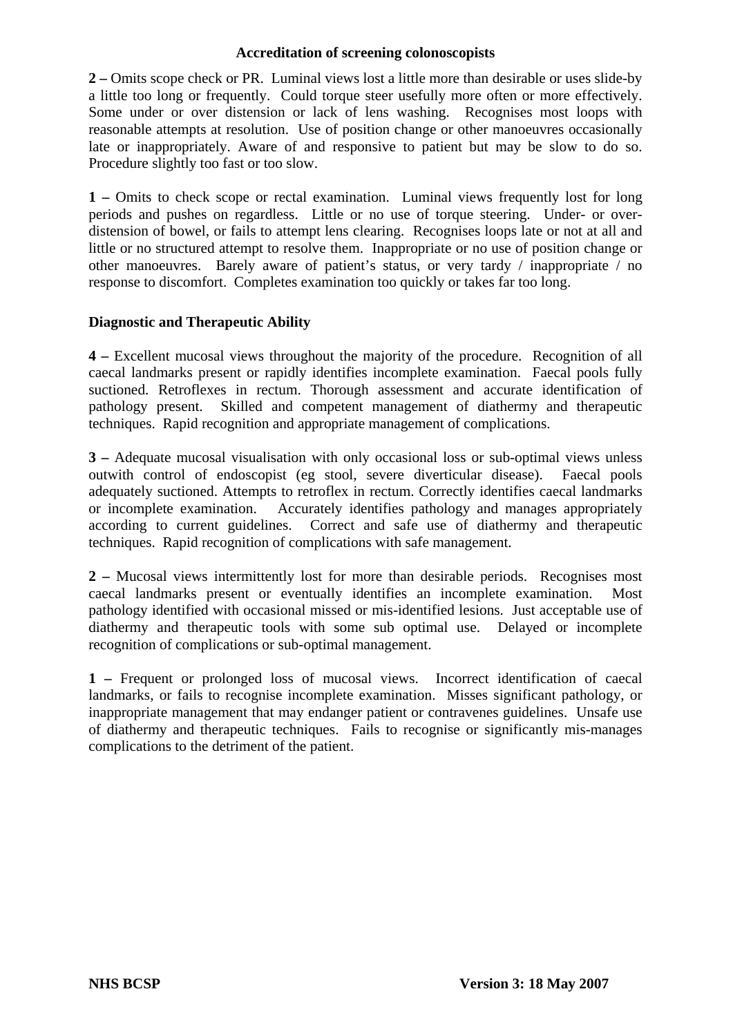**2 –** Omits scope check or PR. Luminal views lost a little more than desirable or uses slide-by a little too long or frequently. Could torque steer usefully more often or more effectively. Some under or over distension or lack of lens washing. Recognises most loops with reasonable attempts at resolution. Use of position change or other manoeuvres occasionally late or inappropriately. Aware of and responsive to patient but may be slow to do so. Procedure slightly too fast or too slow.

**1 –** Omits to check scope or rectal examination. Luminal views frequently lost for long periods and pushes on regardless. Little or no use of torque steering. Under- or over-distension of bowel, or fails to attempt lens clearing. Recognises loops late or not at all and little or no structured attempt to resolve them. Inappropriate or no use of position change or other manoeuvres. Barely aware of patient's status, or very tardy / inappropriate / no response to discomfort. Completes examination too quickly or takes far too long.

**Diagnostic and Therapeutic Ability**

**4 –** Excellent mucosal views throughout the majority of the procedure. Recognition of all caecal landmarks present or rapidly identifies incomplete examination. Faecal pools fully suctioned. Retroflexes in rectum. Thorough assessment and accurate identification of pathology present. Skilled and competent management of diathermy and therapeutic techniques. Rapid recognition and appropriate management of complications.

**3 –** Adequate mucosal visualisation with only occasional loss or sub-optimal views unless outwith control of endoscopist (eg stool, severe diverticular disease). Faecal pools adequately suctioned. Attempts to retroflex in rectum. Correctly identifies caecal landmarks or incomplete examination. Accurately identifies pathology and manages appropriately according to current guidelines. Correct and safe use of diathermy and therapeutic techniques. Rapid recognition of complications with safe management.

**2 –** Mucosal views intermittently lost for more than desirable periods. Recognises most caecal landmarks present or eventually identifies an incomplete examination. Most pathology identified with occasional missed or mis-identified lesions. Just acceptable use of diathermy and therapeutic tools with some sub optimal use. Delayed or incomplete recognition of complications or sub-optimal management.

**1 –** Frequent or prolonged loss of mucosal views. Incorrect identification of caecal landmarks, or fails to recognise incomplete examination. Misses significant pathology, or inappropriate management that may endanger patient or contravenes guidelines. Unsafe use of diathermy and therapeutic techniques. Fails to recognise or significantly mis-manages complications to the detriment of the patient.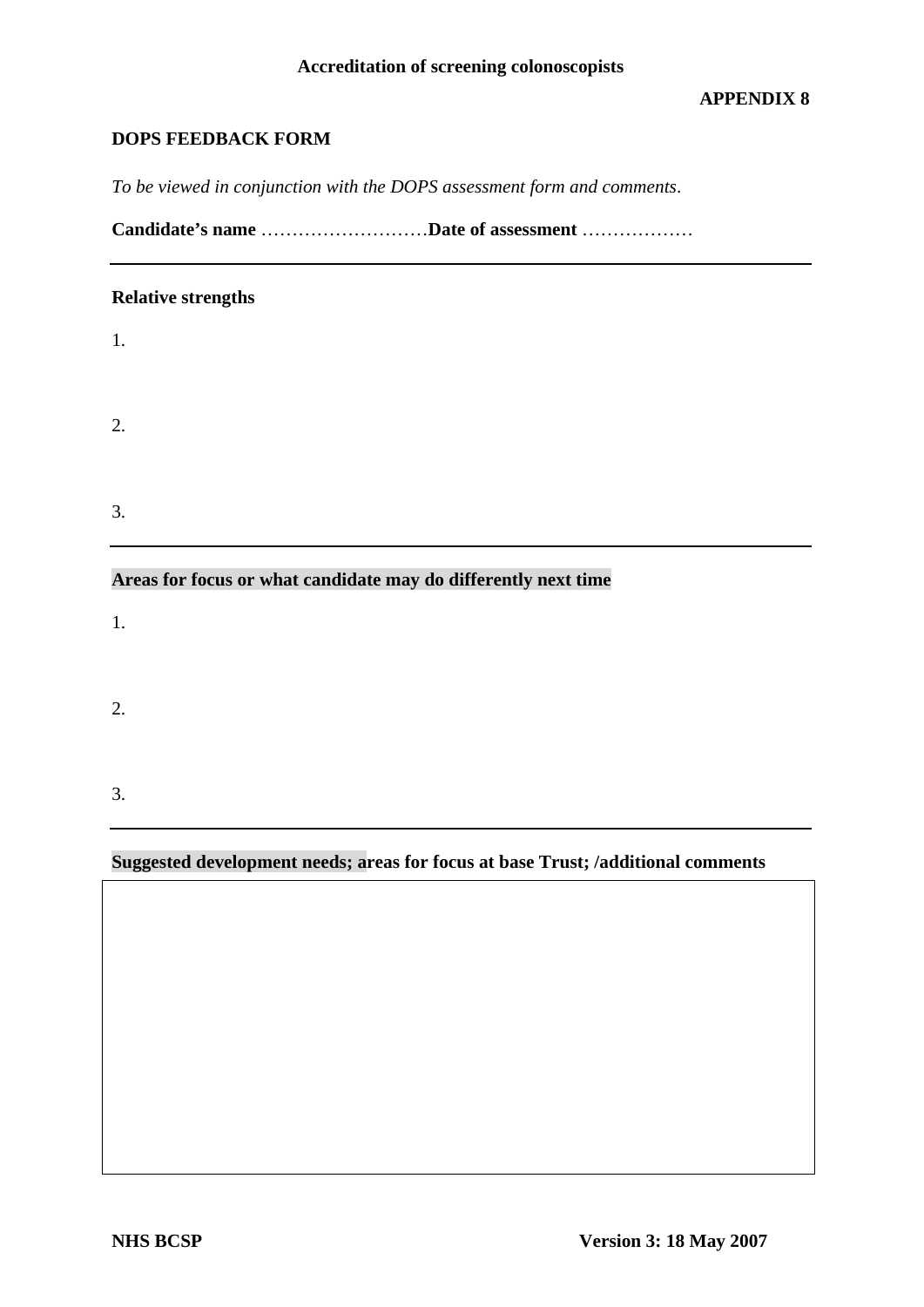**APPENDIX 8**

## DOPS FEEDBACK FORM

*To be viewed in conjunction with the DOPS assessment form and comments.*

**Candidate's name** ………………………**Date of assessment** ………………

---

**Relative strengths**

1.

2.

3.

---

**Areas for focus or what candidate may do differently next time**

1.

2.

3.

---

**Suggested development needs; areas for focus at base Trust; /additional comments**

| |
|---|
| |

**NHS BCSP** **Version 3: 18 May 2007**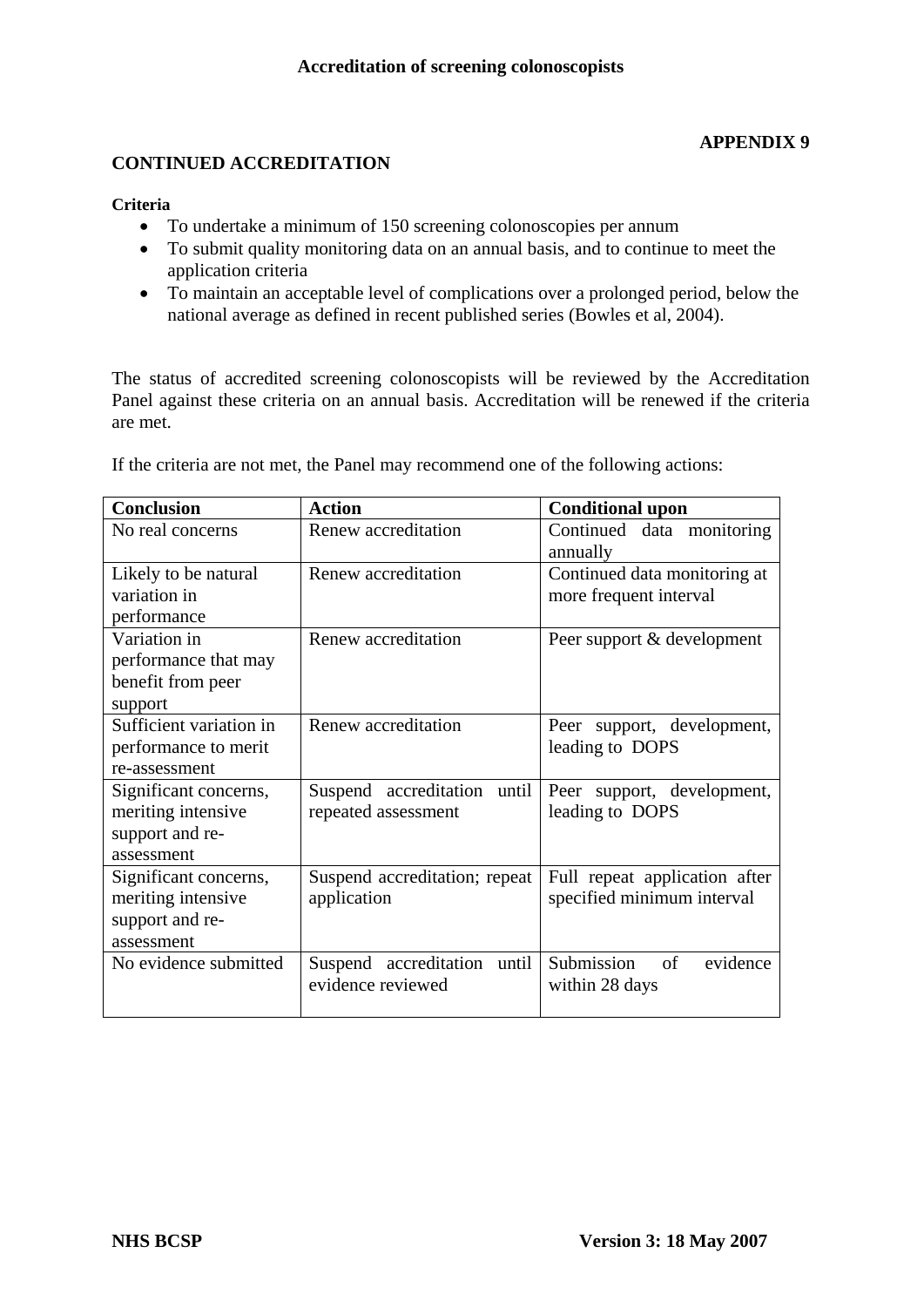**APPENDIX 9**

## CONTINUED ACCREDITATION

**Criteria**

- To undertake a minimum of 150 screening colonoscopies per annum
- To submit quality monitoring data on an annual basis, and to continue to meet the application criteria
- To maintain an acceptable level of complications over a prolonged period, below the national average as defined in recent published series (Bowles et al, 2004).

The status of accredited screening colonoscopists will be reviewed by the Accreditation Panel against these criteria on an annual basis. Accreditation will be renewed if the criteria are met.

If the criteria are not met, the Panel may recommend one of the following actions:

| Conclusion | Action | Conditional upon |
|---|---|---|
| No real concerns | Renew accreditation | Continued data monitoring annually |
| Likely to be natural variation in performance | Renew accreditation | Continued data monitoring at more frequent interval |
| Variation in performance that may benefit from peer support | Renew accreditation | Peer support & development |
| Sufficient variation in performance to merit re-assessment | Renew accreditation | Peer support, development, leading to DOPS |
| Significant concerns, meriting intensive support and re-assessment | Suspend accreditation until repeated assessment | Peer support, development, leading to DOPS |
| Significant concerns, meriting intensive support and re-assessment | Suspend accreditation; repeat application | Full repeat application after specified minimum interval |
| No evidence submitted | Suspend accreditation until evidence reviewed | Submission of evidence within 28 days |